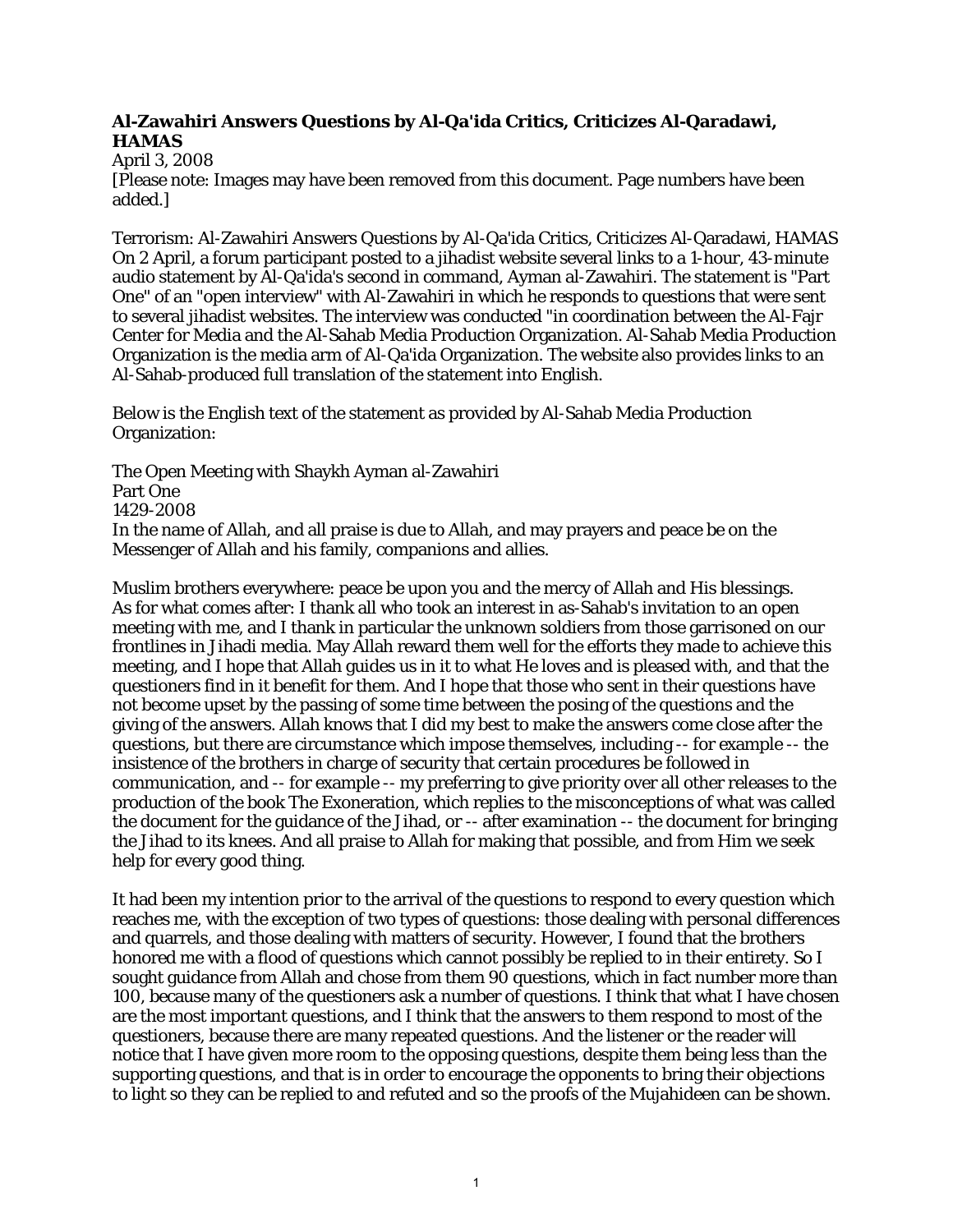**Al-Zawahiri Answers Questions by Al-Qa'ida Critics, Criticizes Al-Qaradawi, HAMAS**
April 3, 2008
[Please note: Images may have been removed from this document. Page numbers have been added.]

Terrorism: Al-Zawahiri Answers Questions by Al-Qa'ida Critics, Criticizes Al-Qaradawi, HAMAS
On 2 April, a forum participant posted to a jihadist website several links to a 1-hour, 43-minute audio statement by Al-Qa'ida's second in command, Ayman al-Zawahiri. The statement is "Part One" of an "open interview" with Al-Zawahiri in which he responds to questions that were sent to several jihadist websites. The interview was conducted "in coordination between the Al-Fajr Center for Media and the Al-Sahab Media Production Organization. Al-Sahab Media Production Organization is the media arm of Al-Qa'ida Organization. The website also provides links to an Al-Sahab-produced full translation of the statement into English.

Below is the English text of the statement as provided by Al-Sahab Media Production Organization:

The Open Meeting with Shaykh Ayman al-Zawahiri
Part One
1429-2008
In the name of Allah, and all praise is due to Allah, and may prayers and peace be on the Messenger of Allah and his family, companions and allies.

Muslim brothers everywhere: peace be upon you and the mercy of Allah and His blessings.
As for what comes after: I thank all who took an interest in as-Sahab's invitation to an open meeting with me, and I thank in particular the unknown soldiers from those garrisoned on our frontlines in Jihadi media. May Allah reward them well for the efforts they made to achieve this meeting, and I hope that Allah guides us in it to what He loves and is pleased with, and that the questioners find in it benefit for them. And I hope that those who sent in their questions have not become upset by the passing of some time between the posing of the questions and the giving of the answers. Allah knows that I did my best to make the answers come close after the questions, but there are circumstance which impose themselves, including -- for example -- the insistence of the brothers in charge of security that certain procedures be followed in communication, and -- for example -- my preferring to give priority over all other releases to the production of the book The Exoneration, which replies to the misconceptions of what was called the document for the guidance of the Jihad, or -- after examination -- the document for bringing the Jihad to its knees. And all praise to Allah for making that possible, and from Him we seek help for every good thing.

It had been my intention prior to the arrival of the questions to respond to every question which reaches me, with the exception of two types of questions: those dealing with personal differences and quarrels, and those dealing with matters of security. However, I found that the brothers honored me with a flood of questions which cannot possibly be replied to in their entirety. So I sought guidance from Allah and chose from them 90 questions, which in fact number more than 100, because many of the questioners ask a number of questions. I think that what I have chosen are the most important questions, and I think that the answers to them respond to most of the questioners, because there are many repeated questions. And the listener or the reader will notice that I have given more room to the opposing questions, despite them being less than the supporting questions, and that is in order to encourage the opponents to bring their objections to light so they can be replied to and refuted and so the proofs of the Mujahideen can be shown.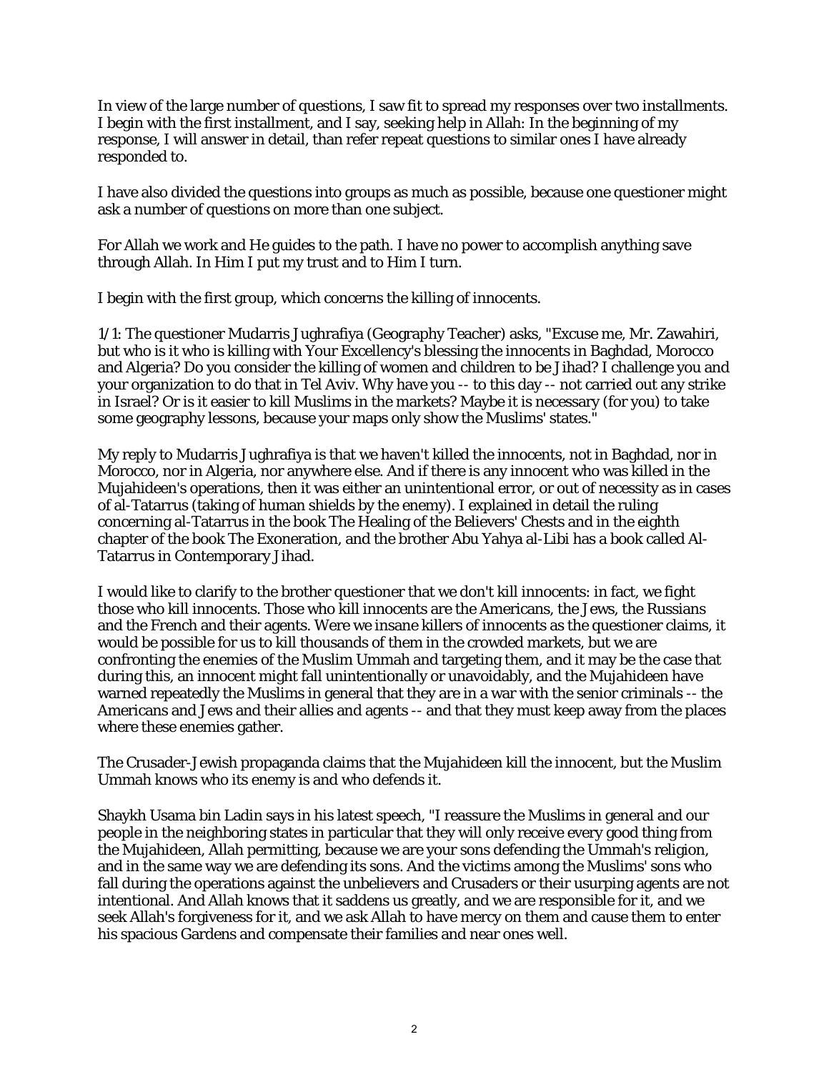In view of the large number of questions, I saw fit to spread my responses over two installments. I begin with the first installment, and I say, seeking help in Allah: In the beginning of my response, I will answer in detail, than refer repeat questions to similar ones I have already responded to.

I have also divided the questions into groups as much as possible, because one questioner might ask a number of questions on more than one subject.

For Allah we work and He guides to the path. I have no power to accomplish anything save through Allah. In Him I put my trust and to Him I turn.

I begin with the first group, which concerns the killing of innocents.

1/1: The questioner Mudarris Jughrafiya (Geography Teacher) asks, "Excuse me, Mr. Zawahiri, but who is it who is killing with Your Excellency's blessing the innocents in Baghdad, Morocco and Algeria? Do you consider the killing of women and children to be Jihad? I challenge you and your organization to do that in Tel Aviv. Why have you -- to this day -- not carried out any strike in Israel? Or is it easier to kill Muslims in the markets? Maybe it is necessary (for you) to take some geography lessons, because your maps only show the Muslims' states."

My reply to Mudarris Jughrafiya is that we haven't killed the innocents, not in Baghdad, nor in Morocco, nor in Algeria, nor anywhere else. And if there is any innocent who was killed in the Mujahideen's operations, then it was either an unintentional error, or out of necessity as in cases of al-Tatarrus (taking of human shields by the enemy). I explained in detail the ruling concerning al-Tatarrus in the book The Healing of the Believers' Chests and in the eighth chapter of the book The Exoneration, and the brother Abu Yahya al-Libi has a book called Al-Tatarrus in Contemporary Jihad.

I would like to clarify to the brother questioner that we don't kill innocents: in fact, we fight those who kill innocents. Those who kill innocents are the Americans, the Jews, the Russians and the French and their agents. Were we insane killers of innocents as the questioner claims, it would be possible for us to kill thousands of them in the crowded markets, but we are confronting the enemies of the Muslim Ummah and targeting them, and it may be the case that during this, an innocent might fall unintentionally or unavoidably, and the Mujahideen have warned repeatedly the Muslims in general that they are in a war with the senior criminals -- the Americans and Jews and their allies and agents -- and that they must keep away from the places where these enemies gather.

The Crusader-Jewish propaganda claims that the Mujahideen kill the innocent, but the Muslim Ummah knows who its enemy is and who defends it.

Shaykh Usama bin Ladin says in his latest speech, "I reassure the Muslims in general and our people in the neighboring states in particular that they will only receive every good thing from the Mujahideen, Allah permitting, because we are your sons defending the Ummah's religion, and in the same way we are defending its sons. And the victims among the Muslims' sons who fall during the operations against the unbelievers and Crusaders or their usurping agents are not intentional. And Allah knows that it saddens us greatly, and we are responsible for it, and we seek Allah's forgiveness for it, and we ask Allah to have mercy on them and cause them to enter his spacious Gardens and compensate their families and near ones well.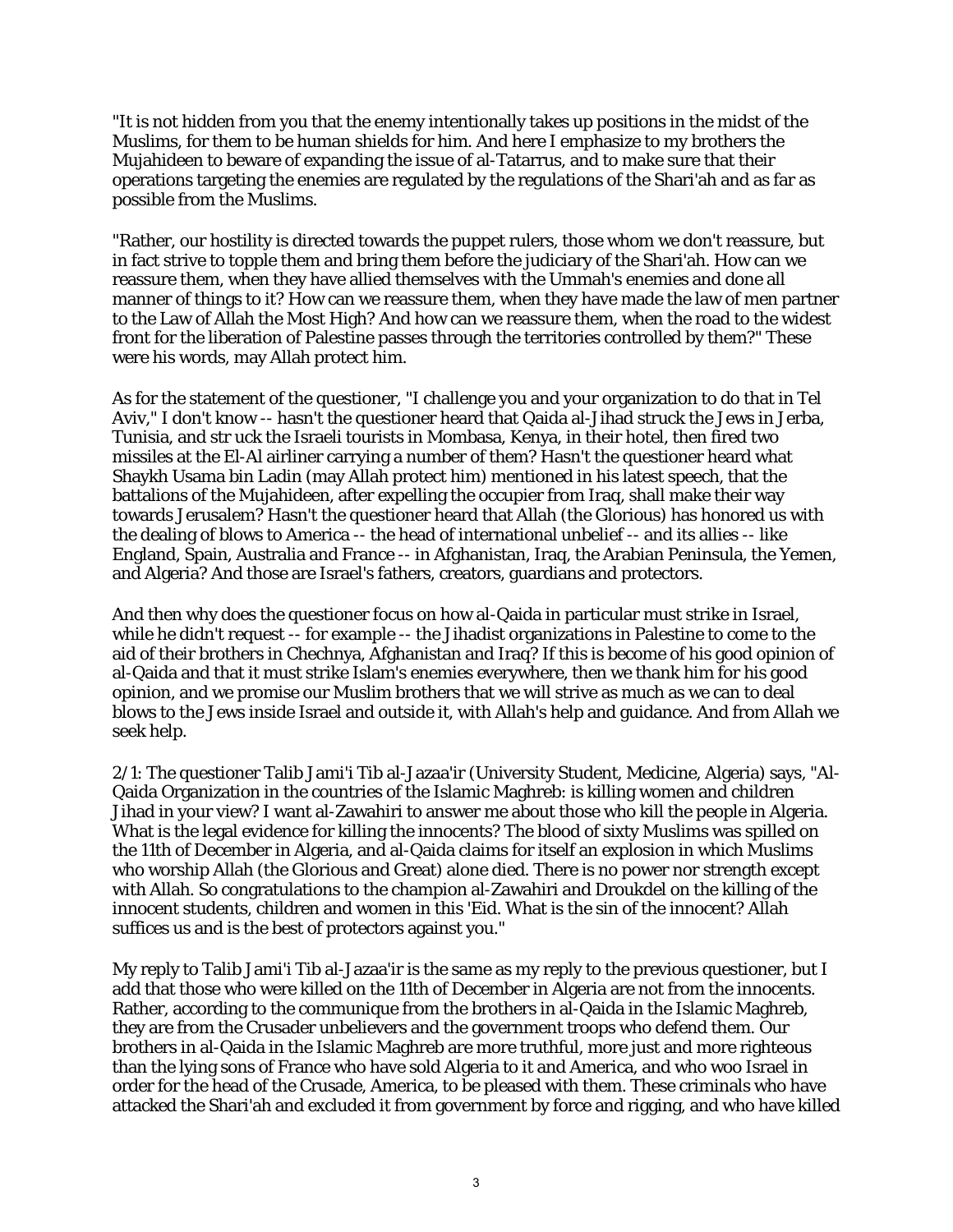"It is not hidden from you that the enemy intentionally takes up positions in the midst of the Muslims, for them to be human shields for him. And here I emphasize to my brothers the Mujahideen to beware of expanding the issue of al-Tatarrus, and to make sure that their operations targeting the enemies are regulated by the regulations of the Shari'ah and as far as possible from the Muslims.

"Rather, our hostility is directed towards the puppet rulers, those whom we don't reassure, but in fact strive to topple them and bring them before the judiciary of the Shari'ah. How can we reassure them, when they have allied themselves with the Ummah's enemies and done all manner of things to it? How can we reassure them, when they have made the law of men partner to the Law of Allah the Most High? And how can we reassure them, when the road to the widest front for the liberation of Palestine passes through the territories controlled by them?" These were his words, may Allah protect him.

As for the statement of the questioner, "I challenge you and your organization to do that in Tel Aviv," I don't know -- hasn't the questioner heard that Qaida al-Jihad struck the Jews in Jerba, Tunisia, and str uck the Israeli tourists in Mombasa, Kenya, in their hotel, then fired two missiles at the El-Al airliner carrying a number of them? Hasn't the questioner heard what Shaykh Usama bin Ladin (may Allah protect him) mentioned in his latest speech, that the battalions of the Mujahideen, after expelling the occupier from Iraq, shall make their way towards Jerusalem? Hasn't the questioner heard that Allah (the Glorious) has honored us with the dealing of blows to America -- the head of international unbelief -- and its allies -- like England, Spain, Australia and France -- in Afghanistan, Iraq, the Arabian Peninsula, the Yemen, and Algeria? And those are Israel's fathers, creators, guardians and protectors.

And then why does the questioner focus on how al-Qaida in particular must strike in Israel, while he didn't request -- for example -- the Jihadist organizations in Palestine to come to the aid of their brothers in Chechnya, Afghanistan and Iraq? If this is become of his good opinion of al-Qaida and that it must strike Islam's enemies everywhere, then we thank him for his good opinion, and we promise our Muslim brothers that we will strive as much as we can to deal blows to the Jews inside Israel and outside it, with Allah's help and guidance. And from Allah we seek help.

2/1: The questioner Talib Jami'i Tib al-Jazaa'ir (University Student, Medicine, Algeria) says, "Al-Qaida Organization in the countries of the Islamic Maghreb: is killing women and children Jihad in your view? I want al-Zawahiri to answer me about those who kill the people in Algeria. What is the legal evidence for killing the innocents? The blood of sixty Muslims was spilled on the 11th of December in Algeria, and al-Qaida claims for itself an explosion in which Muslims who worship Allah (the Glorious and Great) alone died. There is no power nor strength except with Allah. So congratulations to the champion al-Zawahiri and Droukdel on the killing of the innocent students, children and women in this 'Eid. What is the sin of the innocent? Allah suffices us and is the best of protectors against you."

My reply to Talib Jami'i Tib al-Jazaa'ir is the same as my reply to the previous questioner, but I add that those who were killed on the 11th of December in Algeria are not from the innocents. Rather, according to the communique from the brothers in al-Qaida in the Islamic Maghreb, they are from the Crusader unbelievers and the government troops who defend them. Our brothers in al-Qaida in the Islamic Maghreb are more truthful, more just and more righteous than the lying sons of France who have sold Algeria to it and America, and who woo Israel in order for the head of the Crusade, America, to be pleased with them. These criminals who have attacked the Shari'ah and excluded it from government by force and rigging, and who have killed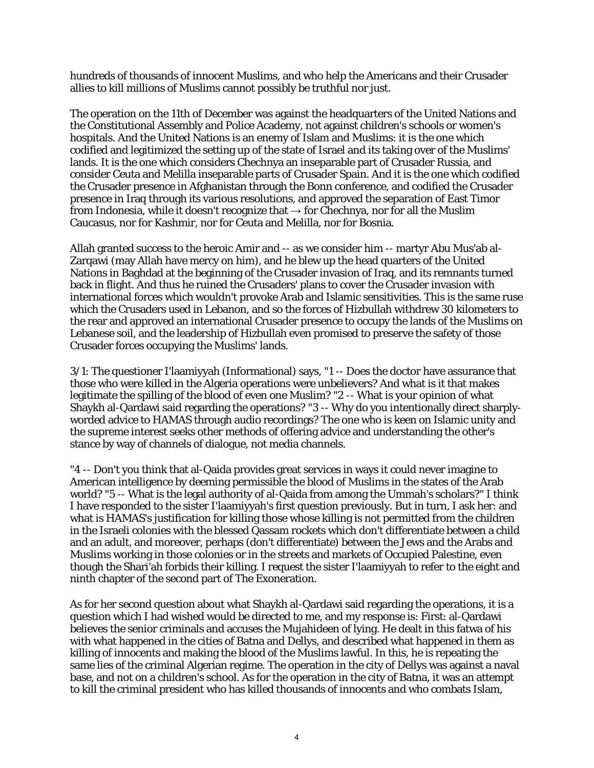hundreds of thousands of innocent Muslims, and who help the Americans and their Crusader allies to kill millions of Muslims cannot possibly be truthful nor just.

The operation on the 11th of December was against the headquarters of the United Nations and the Constitutional Assembly and Police Academy, not against children's schools or women's hospitals. And the United Nations is an enemy of Islam and Muslims: it is the one which codified and legitimized the setting up of the state of Israel and its taking over of the Muslims' lands. It is the one which considers Chechnya an inseparable part of Crusader Russia, and consider Ceuta and Melilla inseparable parts of Crusader Spain. And it is the one which codified the Crusader presence in Afghanistan through the Bonn conference, and codified the Crusader presence in Iraq through its various resolutions, and approved the separation of East Timor from Indonesia, while it doesn't recognize that → for Chechnya, nor for all the Muslim Caucasus, nor for Kashmir, nor for Ceuta and Melilla, nor for Bosnia.

Allah granted success to the heroic Amir and -- as we consider him -- martyr Abu Mus'ab al-Zarqawi (may Allah have mercy on him), and he blew up the head quarters of the United Nations in Baghdad at the beginning of the Crusader invasion of Iraq, and its remnants turned back in flight. And thus he ruined the Crusaders' plans to cover the Crusader invasion with international forces which wouldn't provoke Arab and Islamic sensitivities. This is the same ruse which the Crusaders used in Lebanon, and so the forces of Hizbullah withdrew 30 kilometers to the rear and approved an international Crusader presence to occupy the lands of the Muslims on Lebanese soil, and the leadership of Hizbullah even promised to preserve the safety of those Crusader forces occupying the Muslims' lands.

3/1: The questioner I'laamiyyah (Informational) says, "1 -- Does the doctor have assurance that those who were killed in the Algeria operations were unbelievers? And what is it that makes legitimate the spilling of the blood of even one Muslim? "2 -- What is your opinion of what Shaykh al-Qardawi said regarding the operations? "3 -- Why do you intentionally direct sharply-worded advice to HAMAS through audio recordings? The one who is keen on Islamic unity and the supreme interest seeks other methods of offering advice and understanding the other's stance by way of channels of dialogue, not media channels.

"4 -- Don't you think that al-Qaida provides great services in ways it could never imagine to American intelligence by deeming permissible the blood of Muslims in the states of the Arab world? "5 -- What is the legal authority of al-Qaida from among the Ummah's scholars?" I think I have responded to the sister I'laamiyyah's first question previously. But in turn, I ask her: and what is HAMAS's justification for killing those whose killing is not permitted from the children in the Israeli colonies with the blessed Qassam rockets which don't differentiate between a child and an adult, and moreover, perhaps (don't differentiate) between the Jews and the Arabs and Muslims working in those colonies or in the streets and markets of Occupied Palestine, even though the Shari'ah forbids their killing. I request the sister I'laamiyyah to refer to the eight and ninth chapter of the second part of The Exoneration.

As for her second question about what Shaykh al-Qardawi said regarding the operations, it is a question which I had wished would be directed to me, and my response is: First: al-Qardawi believes the senior criminals and accuses the Mujahideen of lying. He dealt in this fatwa of his with what happened in the cities of Batna and Dellys, and described what happened in them as killing of innocents and making the blood of the Muslims lawful. In this, he is repeating the same lies of the criminal Algerian regime. The operation in the city of Dellys was against a naval base, and not on a children's school. As for the operation in the city of Batna, it was an attempt to kill the criminal president who has killed thousands of innocents and who combats Islam,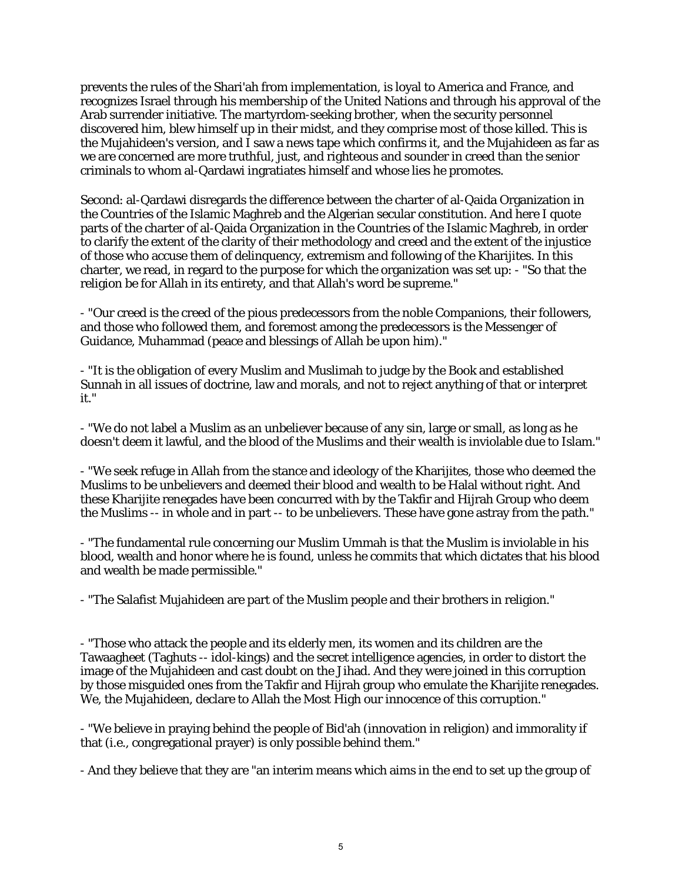prevents the rules of the Shari'ah from implementation, is loyal to America and France, and recognizes Israel through his membership of the United Nations and through his approval of the Arab surrender initiative. The martyrdom-seeking brother, when the security personnel discovered him, blew himself up in their midst, and they comprise most of those killed. This is the Mujahideen's version, and I saw a news tape which confirms it, and the Mujahideen as far as we are concerned are more truthful, just, and righteous and sounder in creed than the senior criminals to whom al-Qardawi ingratiates himself and whose lies he promotes.

Second: al-Qardawi disregards the difference between the charter of al-Qaida Organization in the Countries of the Islamic Maghreb and the Algerian secular constitution. And here I quote parts of the charter of al-Qaida Organization in the Countries of the Islamic Maghreb, in order to clarify the extent of the clarity of their methodology and creed and the extent of the injustice of those who accuse them of delinquency, extremism and following of the Kharijites. In this charter, we read, in regard to the purpose for which the organization was set up: - "So that the religion be for Allah in its entirety, and that Allah's word be supreme."

- "Our creed is the creed of the pious predecessors from the noble Companions, their followers, and those who followed them, and foremost among the predecessors is the Messenger of Guidance, Muhammad (peace and blessings of Allah be upon him)."

- "It is the obligation of every Muslim and Muslimah to judge by the Book and established Sunnah in all issues of doctrine, law and morals, and not to reject anything of that or interpret it."

- "We do not label a Muslim as an unbeliever because of any sin, large or small, as long as he doesn't deem it lawful, and the blood of the Muslims and their wealth is inviolable due to Islam."

- "We seek refuge in Allah from the stance and ideology of the Kharijites, those who deemed the Muslims to be unbelievers and deemed their blood and wealth to be Halal without right. And these Kharijite renegades have been concurred with by the Takfir and Hijrah Group who deem the Muslims -- in whole and in part -- to be unbelievers. These have gone astray from the path."

- "The fundamental rule concerning our Muslim Ummah is that the Muslim is inviolable in his blood, wealth and honor where he is found, unless he commits that which dictates that his blood and wealth be made permissible."

- "The Salafist Mujahideen are part of the Muslim people and their brothers in religion."

- "Those who attack the people and its elderly men, its women and its children are the Tawaagheet (Taghuts -- idol-kings) and the secret intelligence agencies, in order to distort the image of the Mujahideen and cast doubt on the Jihad. And they were joined in this corruption by those misguided ones from the Takfir and Hijrah group who emulate the Kharijite renegades. We, the Mujahideen, declare to Allah the Most High our innocence of this corruption."

- "We believe in praying behind the people of Bid'ah (innovation in religion) and immorality if that (i.e., congregational prayer) is only possible behind them."

- And they believe that they are "an interim means which aims in the end to set up the group of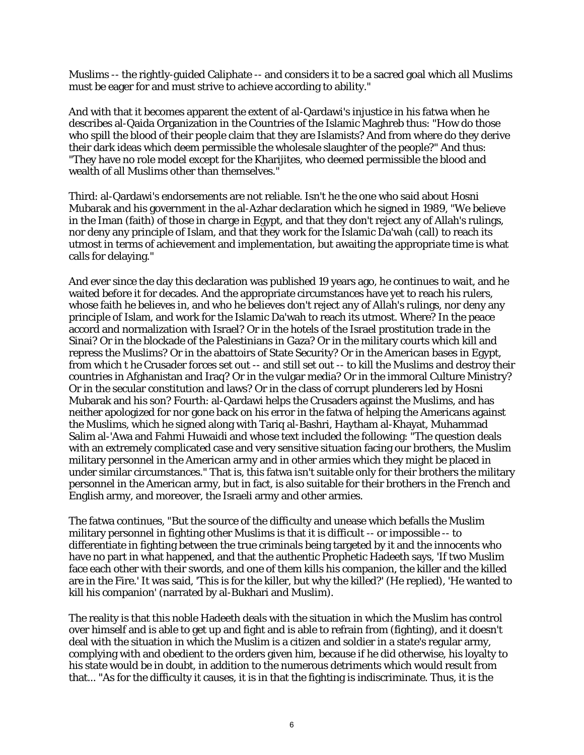Muslims -- the rightly-guided Caliphate -- and considers it to be a sacred goal which all Muslims must be eager for and must strive to achieve according to ability."

And with that it becomes apparent the extent of al-Qardawi's injustice in his fatwa when he describes al-Qaida Organization in the Countries of the Islamic Maghreb thus: "How do those who spill the blood of their people claim that they are Islamists? And from where do they derive their dark ideas which deem permissible the wholesale slaughter of the people?" And thus: "They have no role model except for the Kharijites, who deemed permissible the blood and wealth of all Muslims other than themselves."

Third: al-Qardawi's endorsements are not reliable. Isn't he the one who said about Hosni Mubarak and his government in the al-Azhar declaration which he signed in 1989, "We believe in the Iman (faith) of those in charge in Egypt, and that they don't reject any of Allah's rulings, nor deny any principle of Islam, and that they work for the Islamic Da'wah (call) to reach its utmost in terms of achievement and implementation, but awaiting the appropriate time is what calls for delaying."

And ever since the day this declaration was published 19 years ago, he continues to wait, and he waited before it for decades. And the appropriate circumstances have yet to reach his rulers, whose faith he believes in, and who he believes don't reject any of Allah's rulings, nor deny any principle of Islam, and work for the Islamic Da'wah to reach its utmost. Where? In the peace accord and normalization with Israel? Or in the hotels of the Israel prostitution trade in the Sinai? Or in the blockade of the Palestinians in Gaza? Or in the military courts which kill and repress the Muslims? Or in the abattoirs of State Security? Or in the American bases in Egypt, from which t he Crusader forces set out -- and still set out -- to kill the Muslims and destroy their countries in Afghanistan and Iraq? Or in the vulgar media? Or in the immoral Culture Ministry? Or in the secular constitution and laws? Or in the class of corrupt plunderers led by Hosni Mubarak and his son? Fourth: al-Qardawi helps the Crusaders against the Muslims, and has neither apologized for nor gone back on his error in the fatwa of helping the Americans against the Muslims, which he signed along with Tariq al-Bashri, Haytham al-Khayat, Muhammad Salim al-'Awa and Fahmi Huwaidi and whose text included the following: "The question deals with an extremely complicated case and very sensitive situation facing our brothers, the Muslim military personnel in the American army and in other armies which they might be placed in under similar circumstances." That is, this fatwa isn't suitable only for their brothers the military personnel in the American army, but in fact, is also suitable for their brothers in the French and English army, and moreover, the Israeli army and other armies.

The fatwa continues, "But the source of the difficulty and unease which befalls the Muslim military personnel in fighting other Muslims is that it is difficult -- or impossible -- to differentiate in fighting between the true criminals being targeted by it and the innocents who have no part in what happened, and that the authentic Prophetic Hadeeth says, 'If two Muslim face each other with their swords, and one of them kills his companion, the killer and the killed are in the Fire.' It was said, 'This is for the killer, but why the killed?' (He replied), 'He wanted to kill his companion' (narrated by al-Bukhari and Muslim).

The reality is that this noble Hadeeth deals with the situation in which the Muslim has control over himself and is able to get up and fight and is able to refrain from (fighting), and it doesn't deal with the situation in which the Muslim is a citizen and soldier in a state's regular army, complying with and obedient to the orders given him, because if he did otherwise, his loyalty to his state would be in doubt, in addition to the numerous detriments which would result from that... "As for the difficulty it causes, it is in that the fighting is indiscriminate. Thus, it is the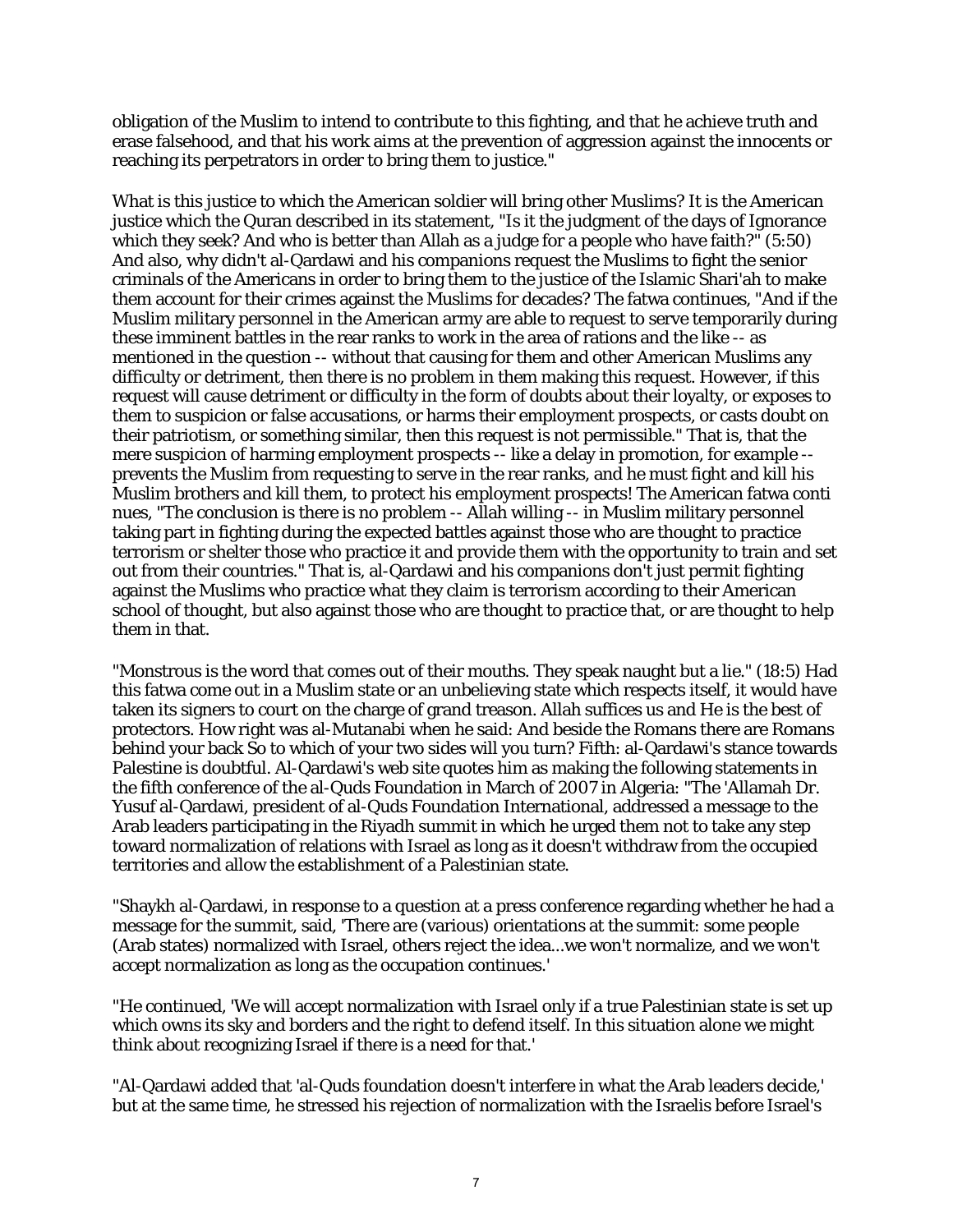obligation of the Muslim to intend to contribute to this fighting, and that he achieve truth and erase falsehood, and that his work aims at the prevention of aggression against the innocents or reaching its perpetrators in order to bring them to justice."

What is this justice to which the American soldier will bring other Muslims? It is the American justice which the Quran described in its statement, "Is it the judgment of the days of Ignorance which they seek? And who is better than Allah as a judge for a people who have faith?" (5:50) And also, why didn't al-Qardawi and his companions request the Muslims to fight the senior criminals of the Americans in order to bring them to the justice of the Islamic Shari'ah to make them account for their crimes against the Muslims for decades? The fatwa continues, "And if the Muslim military personnel in the American army are able to request to serve temporarily during these imminent battles in the rear ranks to work in the area of rations and the like -- as mentioned in the question -- without that causing for them and other American Muslims any difficulty or detriment, then there is no problem in them making this request. However, if this request will cause detriment or difficulty in the form of doubts about their loyalty, or exposes to them to suspicion or false accusations, or harms their employment prospects, or casts doubt on their patriotism, or something similar, then this request is not permissible." That is, that the mere suspicion of harming employment prospects -- like a delay in promotion, for example -- prevents the Muslim from requesting to serve in the rear ranks, and he must fight and kill his Muslim brothers and kill them, to protect his employment prospects! The American fatwa conti nues, "The conclusion is there is no problem -- Allah willing -- in Muslim military personnel taking part in fighting during the expected battles against those who are thought to practice terrorism or shelter those who practice it and provide them with the opportunity to train and set out from their countries." That is, al-Qardawi and his companions don't just permit fighting against the Muslims who practice what they claim is terrorism according to their American school of thought, but also against those who are thought to practice that, or are thought to help them in that.

"Monstrous is the word that comes out of their mouths. They speak naught but a lie." (18:5) Had this fatwa come out in a Muslim state or an unbelieving state which respects itself, it would have taken its signers to court on the charge of grand treason. Allah suffices us and He is the best of protectors. How right was al-Mutanabi when he said: And beside the Romans there are Romans behind your back So to which of your two sides will you turn? Fifth: al-Qardawi's stance towards Palestine is doubtful. Al-Qardawi's web site quotes him as making the following statements in the fifth conference of the al-Quds Foundation in March of 2007 in Algeria: "The 'Allamah Dr. Yusuf al-Qardawi, president of al-Quds Foundation International, addressed a message to the Arab leaders participating in the Riyadh summit in which he urged them not to take any step toward normalization of relations with Israel as long as it doesn't withdraw from the occupied territories and allow the establishment of a Palestinian state.

"Shaykh al-Qardawi, in response to a question at a press conference regarding whether he had a message for the summit, said, 'There are (various) orientations at the summit: some people (Arab states) normalized with Israel, others reject the idea...we won't normalize, and we won't accept normalization as long as the occupation continues.'

"He continued, 'We will accept normalization with Israel only if a true Palestinian state is set up which owns its sky and borders and the right to defend itself. In this situation alone we might think about recognizing Israel if there is a need for that.'

"Al-Qardawi added that 'al-Quds foundation doesn't interfere in what the Arab leaders decide,' but at the same time, he stressed his rejection of normalization with the Israelis before Israel's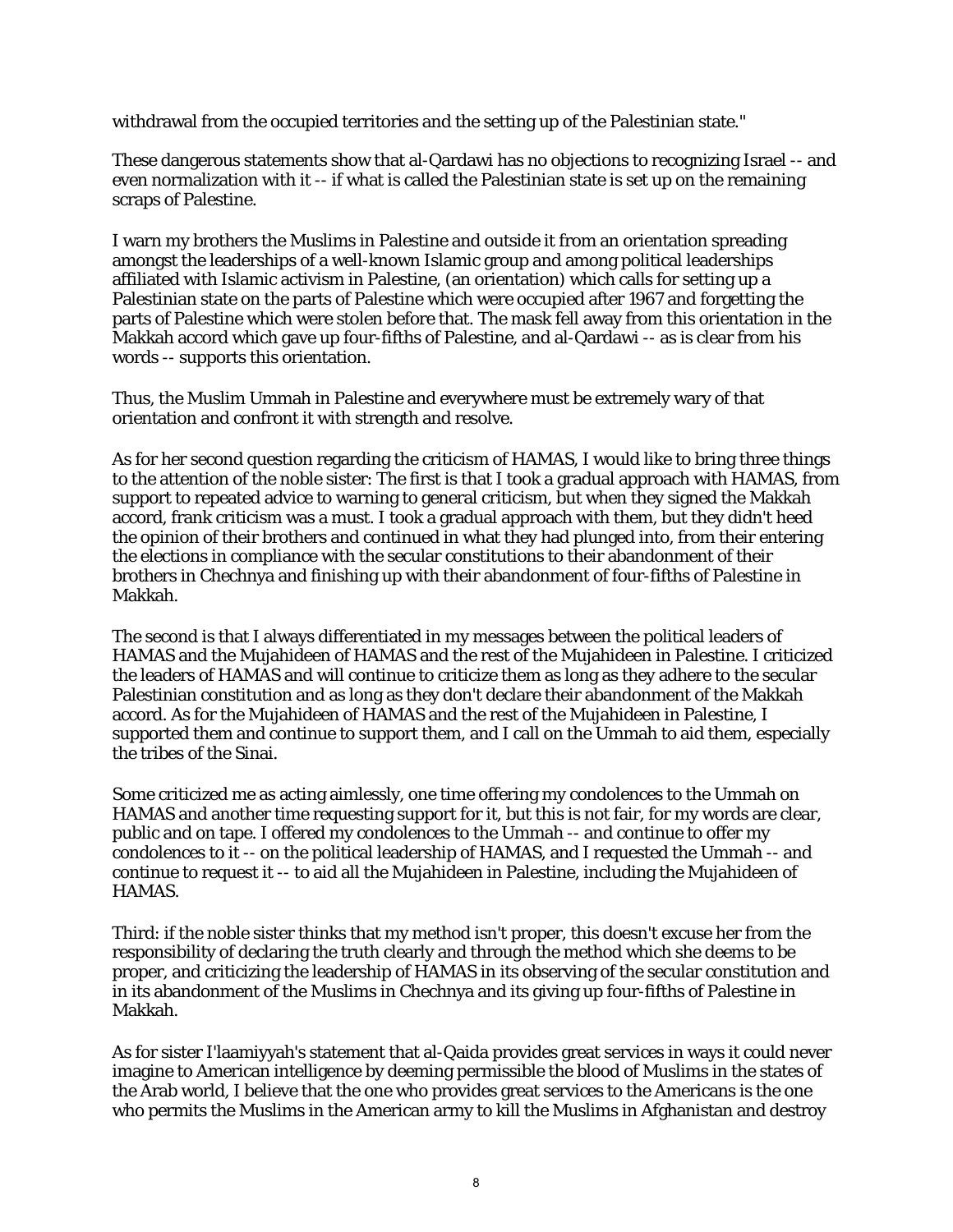withdrawal from the occupied territories and the setting up of the Palestinian state."

These dangerous statements show that al-Qardawi has no objections to recognizing Israel -- and even normalization with it -- if what is called the Palestinian state is set up on the remaining scraps of Palestine.

I warn my brothers the Muslims in Palestine and outside it from an orientation spreading amongst the leaderships of a well-known Islamic group and among political leaderships affiliated with Islamic activism in Palestine, (an orientation) which calls for setting up a Palestinian state on the parts of Palestine which were occupied after 1967 and forgetting the parts of Palestine which were stolen before that. The mask fell away from this orientation in the Makkah accord which gave up four-fifths of Palestine, and al-Qardawi -- as is clear from his words -- supports this orientation.

Thus, the Muslim Ummah in Palestine and everywhere must be extremely wary of that orientation and confront it with strength and resolve.

As for her second question regarding the criticism of HAMAS, I would like to bring three things to the attention of the noble sister: The first is that I took a gradual approach with HAMAS, from support to repeated advice to warning to general criticism, but when they signed the Makkah accord, frank criticism was a must. I took a gradual approach with them, but they didn't heed the opinion of their brothers and continued in what they had plunged into, from their entering the elections in compliance with the secular constitutions to their abandonment of their brothers in Chechnya and finishing up with their abandonment of four-fifths of Palestine in Makkah.

The second is that I always differentiated in my messages between the political leaders of HAMAS and the Mujahideen of HAMAS and the rest of the Mujahideen in Palestine. I criticized the leaders of HAMAS and will continue to criticize them as long as they adhere to the secular Palestinian constitution and as long as they don't declare their abandonment of the Makkah accord. As for the Mujahideen of HAMAS and the rest of the Mujahideen in Palestine, I supported them and continue to support them, and I call on the Ummah to aid them, especially the tribes of the Sinai.

Some criticized me as acting aimlessly, one time offering my condolences to the Ummah on HAMAS and another time requesting support for it, but this is not fair, for my words are clear, public and on tape. I offered my condolences to the Ummah -- and continue to offer my condolences to it -- on the political leadership of HAMAS, and I requested the Ummah -- and continue to request it -- to aid all the Mujahideen in Palestine, including the Mujahideen of HAMAS.

Third: if the noble sister thinks that my method isn't proper, this doesn't excuse her from the responsibility of declaring the truth clearly and through the method which she deems to be proper, and criticizing the leadership of HAMAS in its observing of the secular constitution and in its abandonment of the Muslims in Chechnya and its giving up four-fifths of Palestine in Makkah.

As for sister I'laamiyyah's statement that al-Qaida provides great services in ways it could never imagine to American intelligence by deeming permissible the blood of Muslims in the states of the Arab world, I believe that the one who provides great services to the Americans is the one who permits the Muslims in the American army to kill the Muslims in Afghanistan and destroy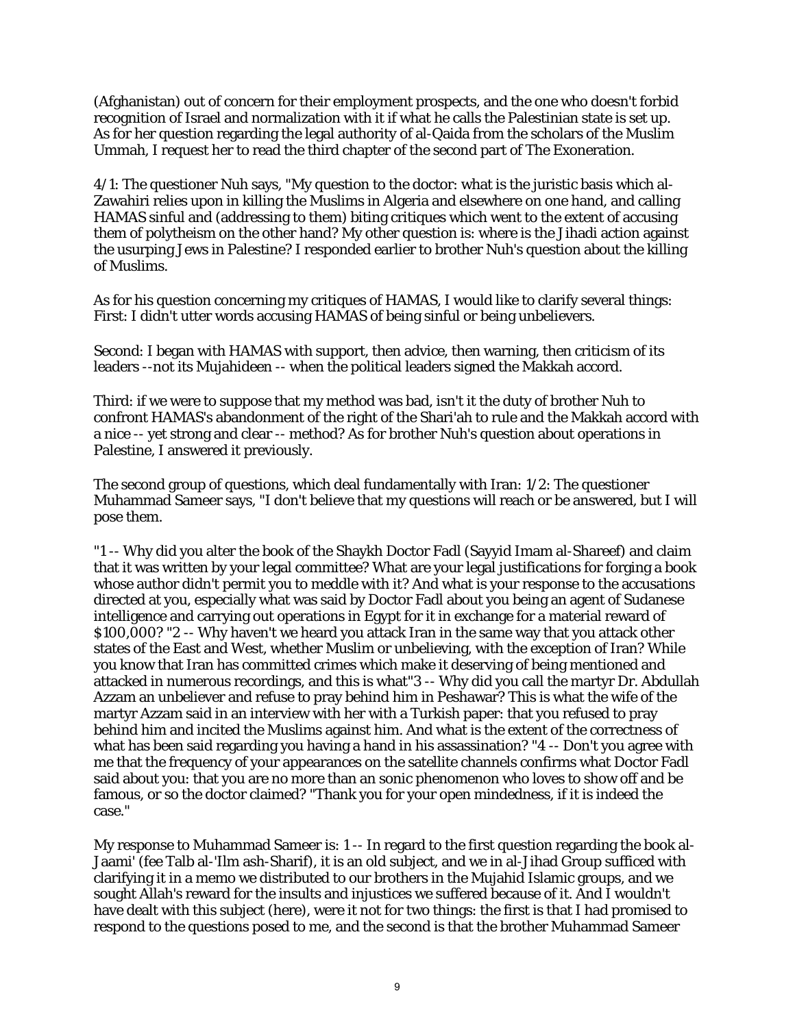(Afghanistan) out of concern for their employment prospects, and the one who doesn't forbid recognition of Israel and normalization with it if what he calls the Palestinian state is set up. As for her question regarding the legal authority of al-Qaida from the scholars of the Muslim Ummah, I request her to read the third chapter of the second part of The Exoneration.

4/1: The questioner Nuh says, "My question to the doctor: what is the juristic basis which al-Zawahiri relies upon in killing the Muslims in Algeria and elsewhere on one hand, and calling HAMAS sinful and (addressing to them) biting critiques which went to the extent of accusing them of polytheism on the other hand? My other question is: where is the Jihadi action against the usurping Jews in Palestine? I responded earlier to brother Nuh's question about the killing of Muslims.

As for his question concerning my critiques of HAMAS, I would like to clarify several things: First: I didn't utter words accusing HAMAS of being sinful or being unbelievers.

Second: I began with HAMAS with support, then advice, then warning, then criticism of its leaders --not its Mujahideen -- when the political leaders signed the Makkah accord.

Third: if we were to suppose that my method was bad, isn't it the duty of brother Nuh to confront HAMAS's abandonment of the right of the Shari'ah to rule and the Makkah accord with a nice -- yet strong and clear -- method? As for brother Nuh's question about operations in Palestine, I answered it previously.

The second group of questions, which deal fundamentally with Iran: 1/2: The questioner Muhammad Sameer says, "I don't believe that my questions will reach or be answered, but I will pose them.

"1 -- Why did you alter the book of the Shaykh Doctor Fadl (Sayyid Imam al-Shareef) and claim that it was written by your legal committee? What are your legal justifications for forging a book whose author didn't permit you to meddle with it? And what is your response to the accusations directed at you, especially what was said by Doctor Fadl about you being an agent of Sudanese intelligence and carrying out operations in Egypt for it in exchange for a material reward of $100,000? "2 -- Why haven't we heard you attack Iran in the same way that you attack other states of the East and West, whether Muslim or unbelieving, with the exception of Iran? While you know that Iran has committed crimes which make it deserving of being mentioned and attacked in numerous recordings, and this is what"3 -- Why did you call the martyr Dr. Abdullah Azzam an unbeliever and refuse to pray behind him in Peshawar? This is what the wife of the martyr Azzam said in an interview with her with a Turkish paper: that you refused to pray behind him and incited the Muslims against him. And what is the extent of the correctness of what has been said regarding you having a hand in his assassination? "4 -- Don't you agree with me that the frequency of your appearances on the satellite channels confirms what Doctor Fadl said about you: that you are no more than an sonic phenomenon who loves to show off and be famous, or so the doctor claimed? "Thank you for your open mindedness, if it is indeed the case."

My response to Muhammad Sameer is: 1 -- In regard to the first question regarding the book al-Jaami' (fee Talb al-'Ilm ash-Sharif), it is an old subject, and we in al-Jihad Group sufficed with clarifying it in a memo we distributed to our brothers in the Mujahid Islamic groups, and we sought Allah's reward for the insults and injustices we suffered because of it. And I wouldn't have dealt with this subject (here), were it not for two things: the first is that I had promised to respond to the questions posed to me, and the second is that the brother Muhammad Sameer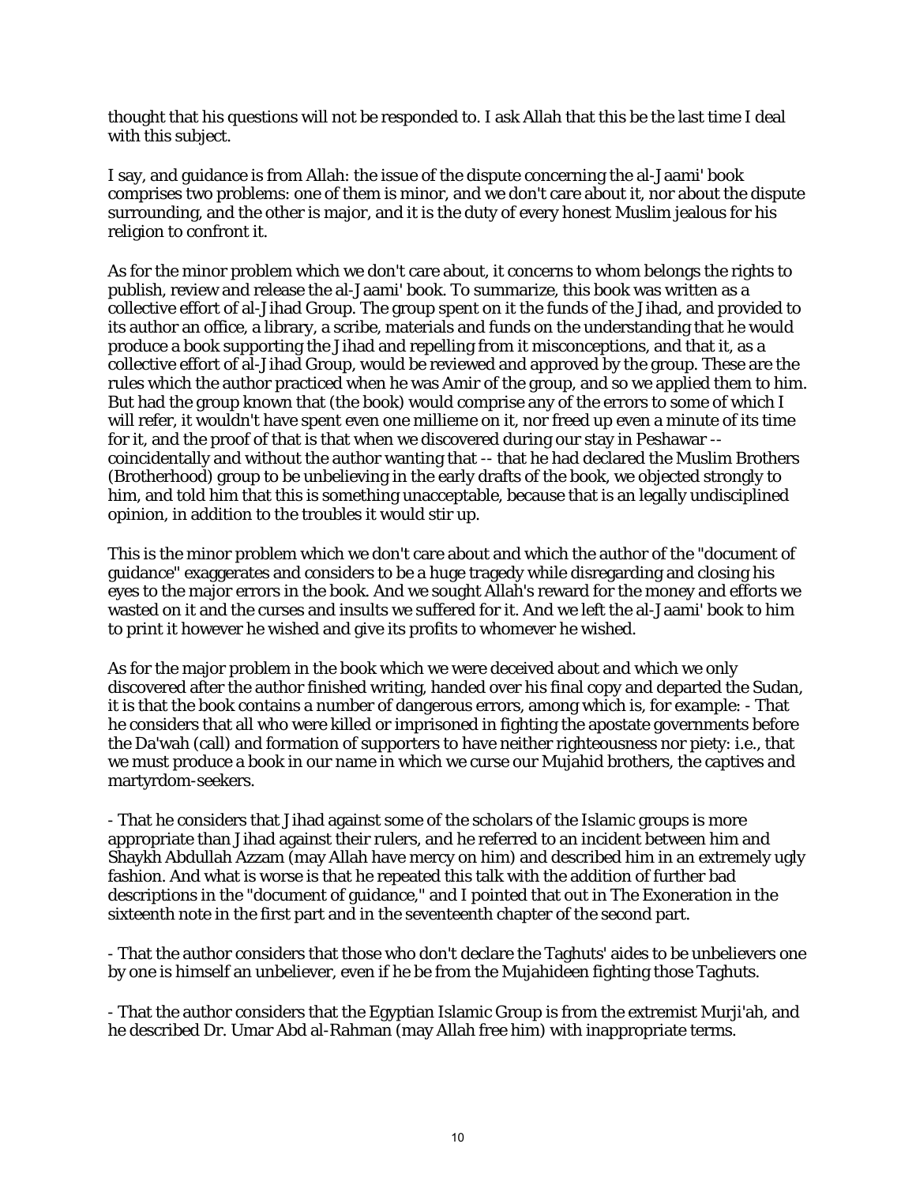thought that his questions will not be responded to. I ask Allah that this be the last time I deal with this subject.

I say, and guidance is from Allah: the issue of the dispute concerning the al-Jaami' book comprises two problems: one of them is minor, and we don't care about it, nor about the dispute surrounding, and the other is major, and it is the duty of every honest Muslim jealous for his religion to confront it.

As for the minor problem which we don't care about, it concerns to whom belongs the rights to publish, review and release the al-Jaami' book. To summarize, this book was written as a collective effort of al-Jihad Group. The group spent on it the funds of the Jihad, and provided to its author an office, a library, a scribe, materials and funds on the understanding that he would produce a book supporting the Jihad and repelling from it misconceptions, and that it, as a collective effort of al-Jihad Group, would be reviewed and approved by the group. These are the rules which the author practiced when he was Amir of the group, and so we applied them to him. But had the group known that (the book) would comprise any of the errors to some of which I will refer, it wouldn't have spent even one millieme on it, nor freed up even a minute of its time for it, and the proof of that is that when we discovered during our stay in Peshawar -- coincidentally and without the author wanting that -- that he had declared the Muslim Brothers (Brotherhood) group to be unbelieving in the early drafts of the book, we objected strongly to him, and told him that this is something unacceptable, because that is an legally undisciplined opinion, in addition to the troubles it would stir up.

This is the minor problem which we don't care about and which the author of the "document of guidance" exaggerates and considers to be a huge tragedy while disregarding and closing his eyes to the major errors in the book. And we sought Allah's reward for the money and efforts we wasted on it and the curses and insults we suffered for it. And we left the al-Jaami' book to him to print it however he wished and give its profits to whomever he wished.

As for the major problem in the book which we were deceived about and which we only discovered after the author finished writing, handed over his final copy and departed the Sudan, it is that the book contains a number of dangerous errors, among which is, for example: - That he considers that all who were killed or imprisoned in fighting the apostate governments before the Da'wah (call) and formation of supporters to have neither righteousness nor piety: i.e., that we must produce a book in our name in which we curse our Mujahid brothers, the captives and martyrdom-seekers.

- That he considers that Jihad against some of the scholars of the Islamic groups is more appropriate than Jihad against their rulers, and he referred to an incident between him and Shaykh Abdullah Azzam (may Allah have mercy on him) and described him in an extremely ugly fashion. And what is worse is that he repeated this talk with the addition of further bad descriptions in the "document of guidance," and I pointed that out in The Exoneration in the sixteenth note in the first part and in the seventeenth chapter of the second part.

- That the author considers that those who don't declare the Taghuts' aides to be unbelievers one by one is himself an unbeliever, even if he be from the Mujahideen fighting those Taghuts.

- That the author considers that the Egyptian Islamic Group is from the extremist Murji'ah, and he described Dr. Umar Abd al-Rahman (may Allah free him) with inappropriate terms.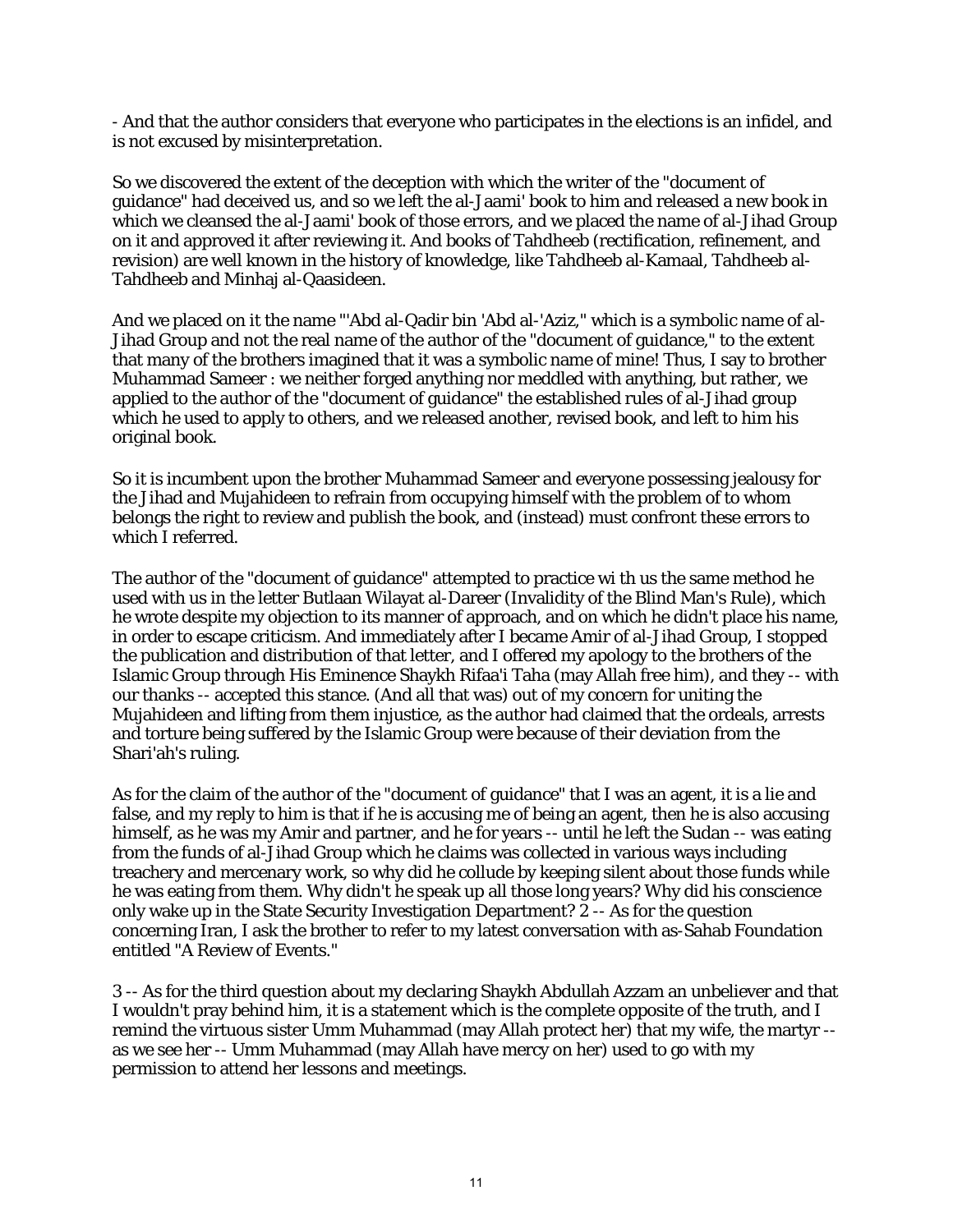- And that the author considers that everyone who participates in the elections is an infidel, and is not excused by misinterpretation.

So we discovered the extent of the deception with which the writer of the "document of guidance" had deceived us, and so we left the al-Jaami' book to him and released a new book in which we cleansed the al-Jaami' book of those errors, and we placed the name of al-Jihad Group on it and approved it after reviewing it. And books of Tahdheeb (rectification, refinement, and revision) are well known in the history of knowledge, like Tahdheeb al-Kamaal, Tahdheeb al-Tahdheeb and Minhaj al-Qaasideen.

And we placed on it the name "'Abd al-Qadir bin 'Abd al-'Aziz," which is a symbolic name of al-Jihad Group and not the real name of the author of the "document of guidance," to the extent that many of the brothers imagined that it was a symbolic name of mine! Thus, I say to brother Muhammad Sameer : we neither forged anything nor meddled with anything, but rather, we applied to the author of the "document of guidance" the established rules of al-Jihad group which he used to apply to others, and we released another, revised book, and left to him his original book.

So it is incumbent upon the brother Muhammad Sameer and everyone possessing jealousy for the Jihad and Mujahideen to refrain from occupying himself with the problem of to whom belongs the right to review and publish the book, and (instead) must confront these errors to which I referred.

The author of the "document of guidance" attempted to practice wi th us the same method he used with us in the letter Butlaan Wilayat al-Dareer (Invalidity of the Blind Man's Rule), which he wrote despite my objection to its manner of approach, and on which he didn't place his name, in order to escape criticism. And immediately after I became Amir of al-Jihad Group, I stopped the publication and distribution of that letter, and I offered my apology to the brothers of the Islamic Group through His Eminence Shaykh Rifaa'i Taha (may Allah free him), and they -- with our thanks -- accepted this stance. (And all that was) out of my concern for uniting the Mujahideen and lifting from them injustice, as the author had claimed that the ordeals, arrests and torture being suffered by the Islamic Group were because of their deviation from the Shari'ah's ruling.

As for the claim of the author of the "document of guidance" that I was an agent, it is a lie and false, and my reply to him is that if he is accusing me of being an agent, then he is also accusing himself, as he was my Amir and partner, and he for years -- until he left the Sudan -- was eating from the funds of al-Jihad Group which he claims was collected in various ways including treachery and mercenary work, so why did he collude by keeping silent about those funds while he was eating from them. Why didn't he speak up all those long years? Why did his conscience only wake up in the State Security Investigation Department? 2 -- As for the question concerning Iran, I ask the brother to refer to my latest conversation with as-Sahab Foundation entitled "A Review of Events."

3 -- As for the third question about my declaring Shaykh Abdullah Azzam an unbeliever and that I wouldn't pray behind him, it is a statement which is the complete opposite of the truth, and I remind the virtuous sister Umm Muhammad (may Allah protect her) that my wife, the martyr -- as we see her -- Umm Muhammad (may Allah have mercy on her) used to go with my permission to attend her lessons and meetings.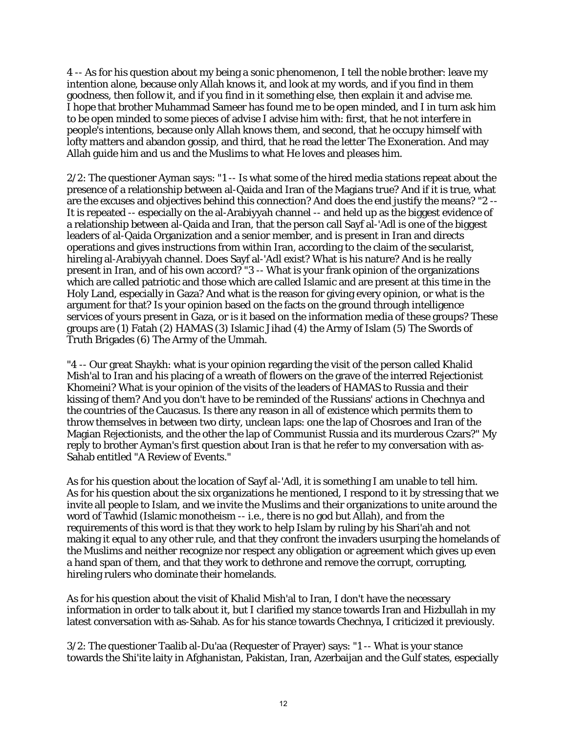4 -- As for his question about my being a sonic phenomenon, I tell the noble brother: leave my intention alone, because only Allah knows it, and look at my words, and if you find in them goodness, then follow it, and if you find in it something else, then explain it and advise me. I hope that brother Muhammad Sameer has found me to be open minded, and I in turn ask him to be open minded to some pieces of advise I advise him with: first, that he not interfere in people's intentions, because only Allah knows them, and second, that he occupy himself with lofty matters and abandon gossip, and third, that he read the letter The Exoneration. And may Allah guide him and us and the Muslims to what He loves and pleases him.

2/2: The questioner Ayman says: "1 -- Is what some of the hired media stations repeat about the presence of a relationship between al-Qaida and Iran of the Magians true? And if it is true, what are the excuses and objectives behind this connection? And does the end justify the means? "2 -- It is repeated -- especially on the al-Arabiyyah channel -- and held up as the biggest evidence of a relationship between al-Qaida and Iran, that the person call Sayf al-'Adl is one of the biggest leaders of al-Qaida Organization and a senior member, and is present in Iran and directs operations and gives instructions from within Iran, according to the claim of the secularist, hireling al-Arabiyyah channel. Does Sayf al-'Adl exist? What is his nature? And is he really present in Iran, and of his own accord? "3 -- What is your frank opinion of the organizations which are called patriotic and those which are called Islamic and are present at this time in the Holy Land, especially in Gaza? And what is the reason for giving every opinion, or what is the argument for that? Is your opinion based on the facts on the ground through intelligence services of yours present in Gaza, or is it based on the information media of these groups? These groups are (1) Fatah (2) HAMAS (3) Islamic Jihad (4) the Army of Islam (5) The Swords of Truth Brigades (6) The Army of the Ummah.

"4 -- Our great Shaykh: what is your opinion regarding the visit of the person called Khalid Mish'al to Iran and his placing of a wreath of flowers on the grave of the interred Rejectionist Khomeini? What is your opinion of the visits of the leaders of HAMAS to Russia and their kissing of them? And you don't have to be reminded of the Russians' actions in Chechnya and the countries of the Caucasus. Is there any reason in all of existence which permits them to throw themselves in between two dirty, unclean laps: one the lap of Chosroes and Iran of the Magian Rejectionists, and the other the lap of Communist Russia and its murderous Czars?" My reply to brother Ayman's first question about Iran is that he refer to my conversation with as-Sahab entitled "A Review of Events."

As for his question about the location of Sayf al-'Adl, it is something I am unable to tell him. As for his question about the six organizations he mentioned, I respond to it by stressing that we invite all people to Islam, and we invite the Muslims and their organizations to unite around the word of Tawhid (Islamic monotheism -- i.e., there is no god but Allah), and from the requirements of this word is that they work to help Islam by ruling by his Shari'ah and not making it equal to any other rule, and that they confront the invaders usurping the homelands of the Muslims and neither recognize nor respect any obligation or agreement which gives up even a hand span of them, and that they work to dethrone and remove the corrupt, corrupting, hireling rulers who dominate their homelands.

As for his question about the visit of Khalid Mish'al to Iran, I don't have the necessary information in order to talk about it, but I clarified my stance towards Iran and Hizbullah in my latest conversation with as-Sahab. As for his stance towards Chechnya, I criticized it previously.

3/2: The questioner Taalib al-Du'aa (Requester of Prayer) says: "1 -- What is your stance towards the Shi'ite laity in Afghanistan, Pakistan, Iran, Azerbaijan and the Gulf states, especially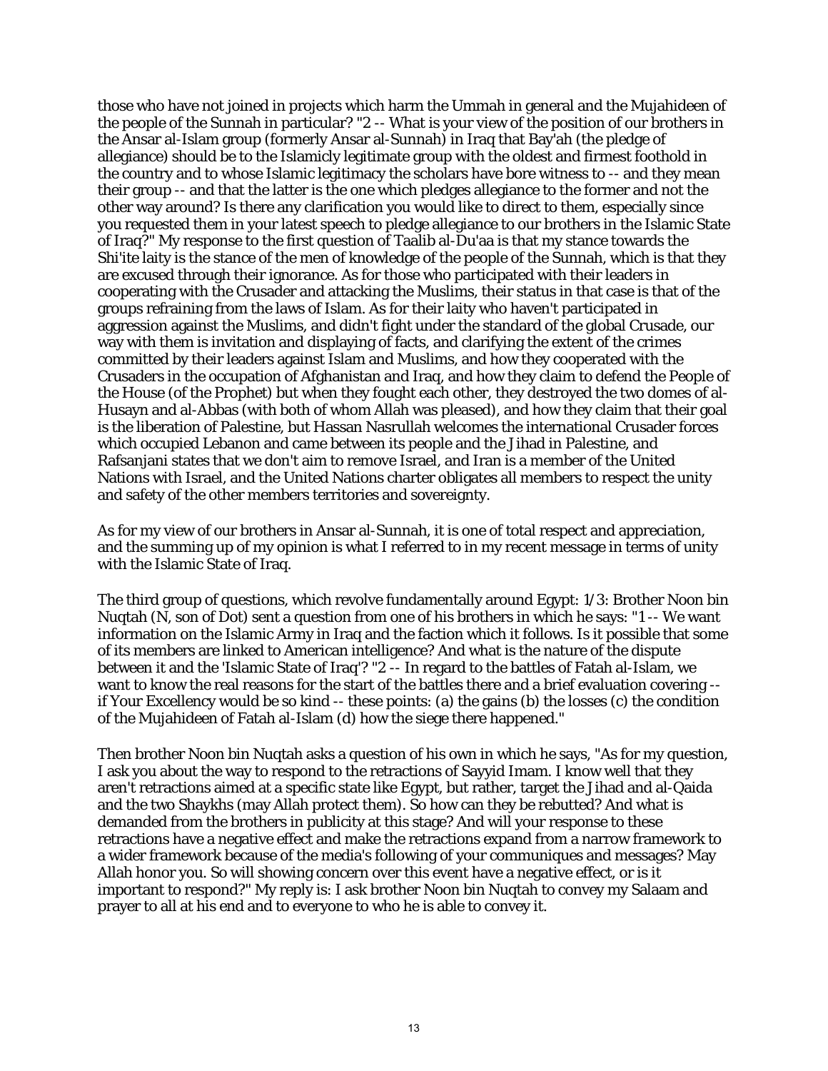those who have not joined in projects which harm the Ummah in general and the Mujahideen of the people of the Sunnah in particular? "2 -- What is your view of the position of our brothers in the Ansar al-Islam group (formerly Ansar al-Sunnah) in Iraq that Bay'ah (the pledge of allegiance) should be to the Islamicly legitimate group with the oldest and firmest foothold in the country and to whose Islamic legitimacy the scholars have bore witness to -- and they mean their group -- and that the latter is the one which pledges allegiance to the former and not the other way around? Is there any clarification you would like to direct to them, especially since you requested them in your latest speech to pledge allegiance to our brothers in the Islamic State of Iraq?" My response to the first question of Taalib al-Du'aa is that my stance towards the Shi'ite laity is the stance of the men of knowledge of the people of the Sunnah, which is that they are excused through their ignorance. As for those who participated with their leaders in cooperating with the Crusader and attacking the Muslims, their status in that case is that of the groups refraining from the laws of Islam. As for their laity who haven't participated in aggression against the Muslims, and didn't fight under the standard of the global Crusade, our way with them is invitation and displaying of facts, and clarifying the extent of the crimes committed by their leaders against Islam and Muslims, and how they cooperated with the Crusaders in the occupation of Afghanistan and Iraq, and how they claim to defend the People of the House (of the Prophet) but when they fought each other, they destroyed the two domes of al-Husayn and al-Abbas (with both of whom Allah was pleased), and how they claim that their goal is the liberation of Palestine, but Hassan Nasrullah welcomes the international Crusader forces which occupied Lebanon and came between its people and the Jihad in Palestine, and Rafsanjani states that we don't aim to remove Israel, and Iran is a member of the United Nations with Israel, and the United Nations charter obligates all members to respect the unity and safety of the other members territories and sovereignty.

As for my view of our brothers in Ansar al-Sunnah, it is one of total respect and appreciation, and the summing up of my opinion is what I referred to in my recent message in terms of unity with the Islamic State of Iraq.

The third group of questions, which revolve fundamentally around Egypt: 1/3: Brother Noon bin Nuqtah (N, son of Dot) sent a question from one of his brothers in which he says: "1 -- We want information on the Islamic Army in Iraq and the faction which it follows. Is it possible that some of its members are linked to American intelligence? And what is the nature of the dispute between it and the 'Islamic State of Iraq'? "2 -- In regard to the battles of Fatah al-Islam, we want to know the real reasons for the start of the battles there and a brief evaluation covering -- if Your Excellency would be so kind -- these points: (a) the gains (b) the losses (c) the condition of the Mujahideen of Fatah al-Islam (d) how the siege there happened."

Then brother Noon bin Nuqtah asks a question of his own in which he says, "As for my question, I ask you about the way to respond to the retractions of Sayyid Imam. I know well that they aren't retractions aimed at a specific state like Egypt, but rather, target the Jihad and al-Qaida and the two Shaykhs (may Allah protect them). So how can they be rebutted? And what is demanded from the brothers in publicity at this stage? And will your response to these retractions have a negative effect and make the retractions expand from a narrow framework to a wider framework because of the media's following of your communiques and messages? May Allah honor you. So will showing concern over this event have a negative effect, or is it important to respond?" My reply is: I ask brother Noon bin Nuqtah to convey my Salaam and prayer to all at his end and to everyone to who he is able to convey it.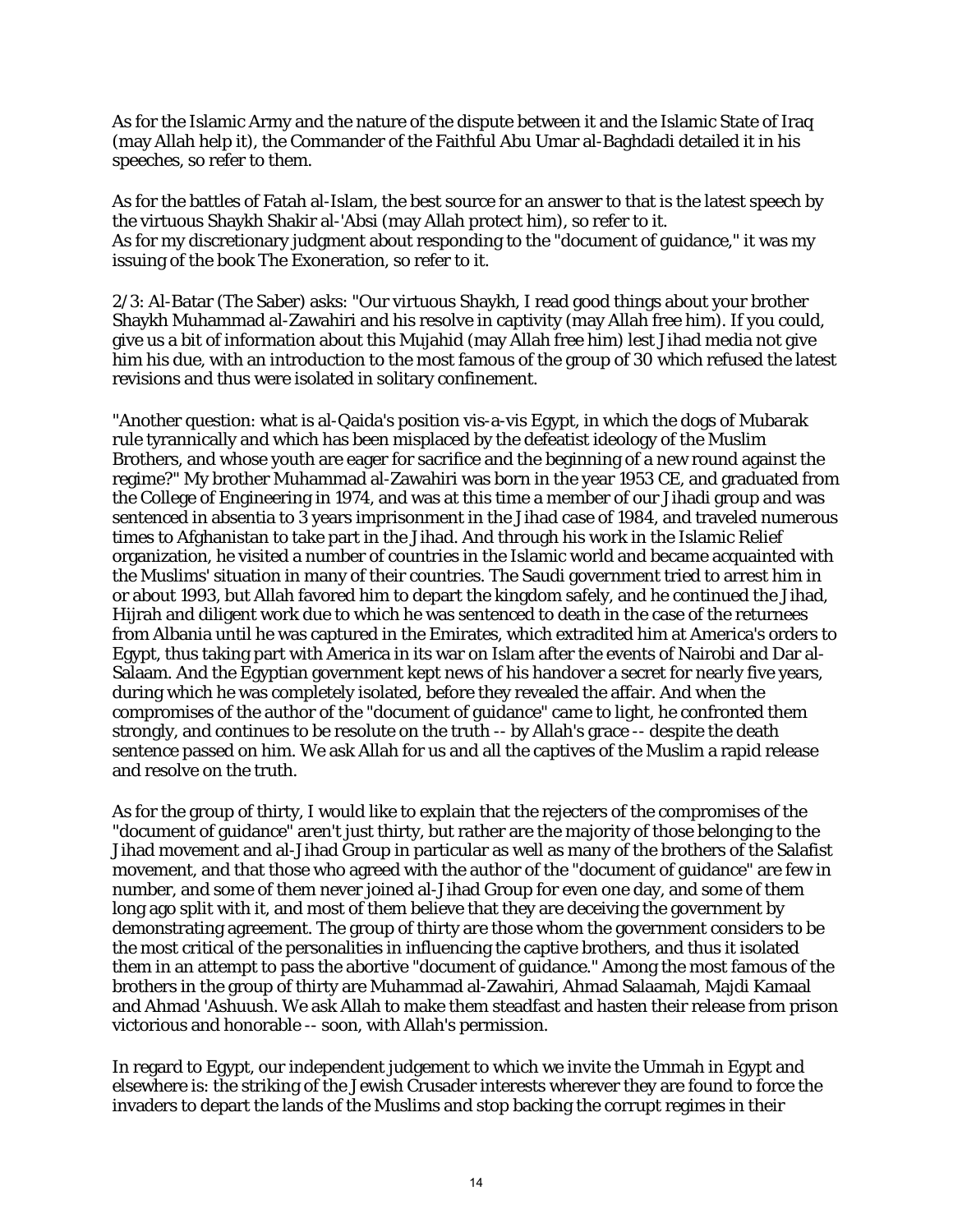As for the Islamic Army and the nature of the dispute between it and the Islamic State of Iraq (may Allah help it), the Commander of the Faithful Abu Umar al-Baghdadi detailed it in his speeches, so refer to them.

As for the battles of Fatah al-Islam, the best source for an answer to that is the latest speech by the virtuous Shaykh Shakir al-'Absi (may Allah protect him), so refer to it.
As for my discretionary judgment about responding to the "document of guidance," it was my issuing of the book The Exoneration, so refer to it.

2/3: Al-Batar (The Saber) asks: "Our virtuous Shaykh, I read good things about your brother Shaykh Muhammad al-Zawahiri and his resolve in captivity (may Allah free him). If you could, give us a bit of information about this Mujahid (may Allah free him) lest Jihad media not give him his due, with an introduction to the most famous of the group of 30 which refused the latest revisions and thus were isolated in solitary confinement.

"Another question: what is al-Qaida's position vis-a-vis Egypt, in which the dogs of Mubarak rule tyrannically and which has been misplaced by the defeatist ideology of the Muslim Brothers, and whose youth are eager for sacrifice and the beginning of a new round against the regime?" My brother Muhammad al-Zawahiri was born in the year 1953 CE, and graduated from the College of Engineering in 1974, and was at this time a member of our Jihadi group and was sentenced in absentia to 3 years imprisonment in the Jihad case of 1984, and traveled numerous times to Afghanistan to take part in the Jihad. And through his work in the Islamic Relief organization, he visited a number of countries in the Islamic world and became acquainted with the Muslims' situation in many of their countries. The Saudi government tried to arrest him in or about 1993, but Allah favored him to depart the kingdom safely, and he continued the Jihad, Hijrah and diligent work due to which he was sentenced to death in the case of the returnees from Albania until he was captured in the Emirates, which extradited him at America's orders to Egypt, thus taking part with America in its war on Islam after the events of Nairobi and Dar al-Salaam. And the Egyptian government kept news of his handover a secret for nearly five years, during which he was completely isolated, before they revealed the affair. And when the compromises of the author of the "document of guidance" came to light, he confronted them strongly, and continues to be resolute on the truth -- by Allah's grace -- despite the death sentence passed on him. We ask Allah for us and all the captives of the Muslim a rapid release and resolve on the truth.

As for the group of thirty, I would like to explain that the rejecters of the compromises of the "document of guidance" aren't just thirty, but rather are the majority of those belonging to the Jihad movement and al-Jihad Group in particular as well as many of the brothers of the Salafist movement, and that those who agreed with the author of the "document of guidance" are few in number, and some of them never joined al-Jihad Group for even one day, and some of them long ago split with it, and most of them believe that they are deceiving the government by demonstrating agreement. The group of thirty are those whom the government considers to be the most critical of the personalities in influencing the captive brothers, and thus it isolated them in an attempt to pass the abortive "document of guidance." Among the most famous of the brothers in the group of thirty are Muhammad al-Zawahiri, Ahmad Salaamah, Majdi Kamaal and Ahmad 'Ashuush. We ask Allah to make them steadfast and hasten their release from prison victorious and honorable -- soon, with Allah's permission.

In regard to Egypt, our independent judgement to which we invite the Ummah in Egypt and elsewhere is: the striking of the Jewish Crusader interests wherever they are found to force the invaders to depart the lands of the Muslims and stop backing the corrupt regimes in their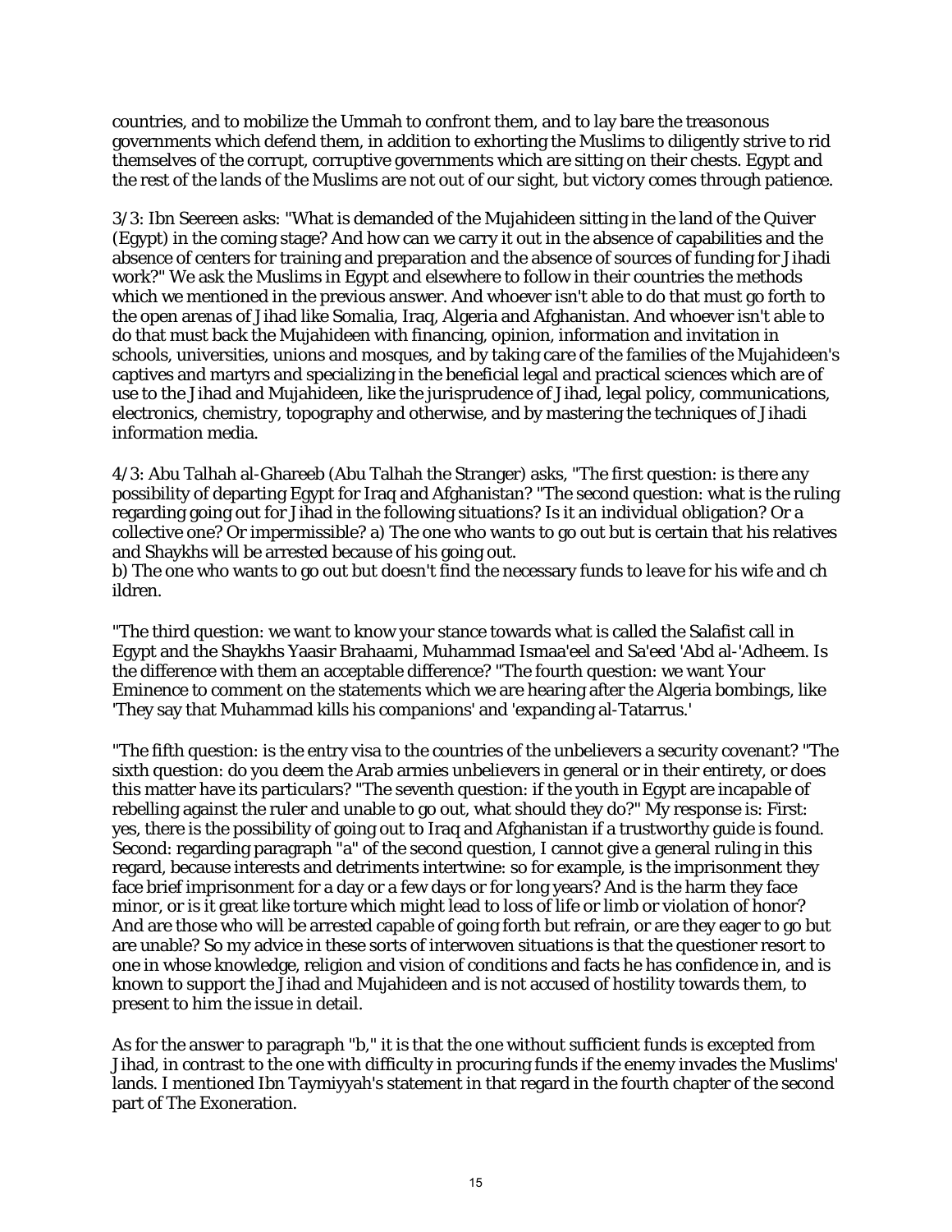countries, and to mobilize the Ummah to confront them, and to lay bare the treasonous governments which defend them, in addition to exhorting the Muslims to diligently strive to rid themselves of the corrupt, corruptive governments which are sitting on their chests. Egypt and the rest of the lands of the Muslims are not out of our sight, but victory comes through patience.

3/3: Ibn Seereen asks: "What is demanded of the Mujahideen sitting in the land of the Quiver (Egypt) in the coming stage? And how can we carry it out in the absence of capabilities and the absence of centers for training and preparation and the absence of sources of funding for Jihadi work?" We ask the Muslims in Egypt and elsewhere to follow in their countries the methods which we mentioned in the previous answer. And whoever isn't able to do that must go forth to the open arenas of Jihad like Somalia, Iraq, Algeria and Afghanistan. And whoever isn't able to do that must back the Mujahideen with financing, opinion, information and invitation in schools, universities, unions and mosques, and by taking care of the families of the Mujahideen's captives and martyrs and specializing in the beneficial legal and practical sciences which are of use to the Jihad and Mujahideen, like the jurisprudence of Jihad, legal policy, communications, electronics, chemistry, topography and otherwise, and by mastering the techniques of Jihadi information media.

4/3: Abu Talhah al-Ghareeb (Abu Talhah the Stranger) asks, "The first question: is there any possibility of departing Egypt for Iraq and Afghanistan? "The second question: what is the ruling regarding going out for Jihad in the following situations? Is it an individual obligation? Or a collective one? Or impermissible? a) The one who wants to go out but is certain that his relatives and Shaykhs will be arrested because of his going out.
b) The one who wants to go out but doesn't find the necessary funds to leave for his wife and ch ildren.

"The third question: we want to know your stance towards what is called the Salafist call in Egypt and the Shaykhs Yaasir Brahaami, Muhammad Ismaa'eel and Sa'eed 'Abd al-'Adheem. Is the difference with them an acceptable difference? "The fourth question: we want Your Eminence to comment on the statements which we are hearing after the Algeria bombings, like 'They say that Muhammad kills his companions' and 'expanding al-Tatarrus.'

"The fifth question: is the entry visa to the countries of the unbelievers a security covenant? "The sixth question: do you deem the Arab armies unbelievers in general or in their entirety, or does this matter have its particulars? "The seventh question: if the youth in Egypt are incapable of rebelling against the ruler and unable to go out, what should they do?" My response is: First: yes, there is the possibility of going out to Iraq and Afghanistan if a trustworthy guide is found. Second: regarding paragraph "a" of the second question, I cannot give a general ruling in this regard, because interests and detriments intertwine: so for example, is the imprisonment they face brief imprisonment for a day or a few days or for long years? And is the harm they face minor, or is it great like torture which might lead to loss of life or limb or violation of honor? And are those who will be arrested capable of going forth but refrain, or are they eager to go but are unable? So my advice in these sorts of interwoven situations is that the questioner resort to one in whose knowledge, religion and vision of conditions and facts he has confidence in, and is known to support the Jihad and Mujahideen and is not accused of hostility towards them, to present to him the issue in detail.

As for the answer to paragraph "b," it is that the one without sufficient funds is excepted from Jihad, in contrast to the one with difficulty in procuring funds if the enemy invades the Muslims' lands. I mentioned Ibn Taymiyyah's statement in that regard in the fourth chapter of the second part of The Exoneration.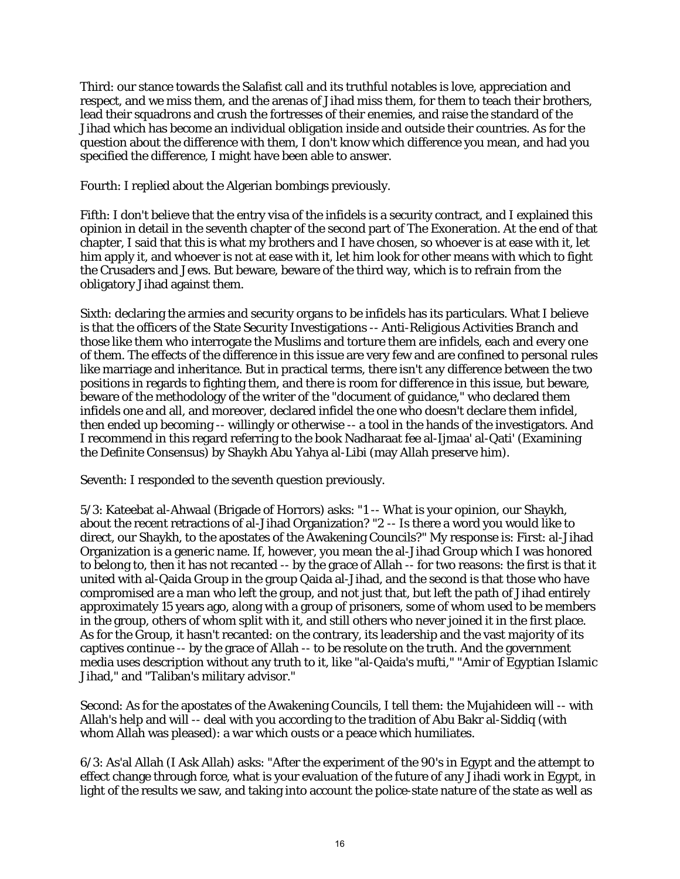Third: our stance towards the Salafist call and its truthful notables is love, appreciation and respect, and we miss them, and the arenas of Jihad miss them, for them to teach their brothers, lead their squadrons and crush the fortresses of their enemies, and raise the standard of the Jihad which has become an individual obligation inside and outside their countries. As for the question about the difference with them, I don't know which difference you mean, and had you specified the difference, I might have been able to answer.

Fourth: I replied about the Algerian bombings previously.

Fifth: I don't believe that the entry visa of the infidels is a security contract, and I explained this opinion in detail in the seventh chapter of the second part of The Exoneration. At the end of that chapter, I said that this is what my brothers and I have chosen, so whoever is at ease with it, let him apply it, and whoever is not at ease with it, let him look for other means with which to fight the Crusaders and Jews. But beware, beware of the third way, which is to refrain from the obligatory Jihad against them.

Sixth: declaring the armies and security organs to be infidels has its particulars. What I believe is that the officers of the State Security Investigations -- Anti-Religious Activities Branch and those like them who interrogate the Muslims and torture them are infidels, each and every one of them. The effects of the difference in this issue are very few and are confined to personal rules like marriage and inheritance. But in practical terms, there isn't any difference between the two positions in regards to fighting them, and there is room for difference in this issue, but beware, beware of the methodology of the writer of the "document of guidance," who declared them infidels one and all, and moreover, declared infidel the one who doesn't declare them infidel, then ended up becoming -- willingly or otherwise -- a tool in the hands of the investigators. And I recommend in this regard referring to the book Nadharaat fee al-Ijmaa' al-Qati' (Examining the Definite Consensus) by Shaykh Abu Yahya al-Libi (may Allah preserve him).

Seventh: I responded to the seventh question previously.

5/3: Kateebat al-Ahwaal (Brigade of Horrors) asks: "1 -- What is your opinion, our Shaykh, about the recent retractions of al-Jihad Organization? "2 -- Is there a word you would like to direct, our Shaykh, to the apostates of the Awakening Councils?" My response is: First: al-Jihad Organization is a generic name. If, however, you mean the al-Jihad Group which I was honored to belong to, then it has not recanted -- by the grace of Allah -- for two reasons: the first is that it united with al-Qaida Group in the group Qaida al-Jihad, and the second is that those who have compromised are a man who left the group, and not just that, but left the path of Jihad entirely approximately 15 years ago, along with a group of prisoners, some of whom used to be members in the group, others of whom split with it, and still others who never joined it in the first place. As for the Group, it hasn't recanted: on the contrary, its leadership and the vast majority of its captives continue -- by the grace of Allah -- to be resolute on the truth. And the government media uses description without any truth to it, like "al-Qaida's mufti," "Amir of Egyptian Islamic Jihad," and "Taliban's military advisor."

Second: As for the apostates of the Awakening Councils, I tell them: the Mujahideen will -- with Allah's help and will -- deal with you according to the tradition of Abu Bakr al-Siddiq (with whom Allah was pleased): a war which ousts or a peace which humiliates.

6/3: As'al Allah (I Ask Allah) asks: "After the experiment of the 90's in Egypt and the attempt to effect change through force, what is your evaluation of the future of any Jihadi work in Egypt, in light of the results we saw, and taking into account the police-state nature of the state as well as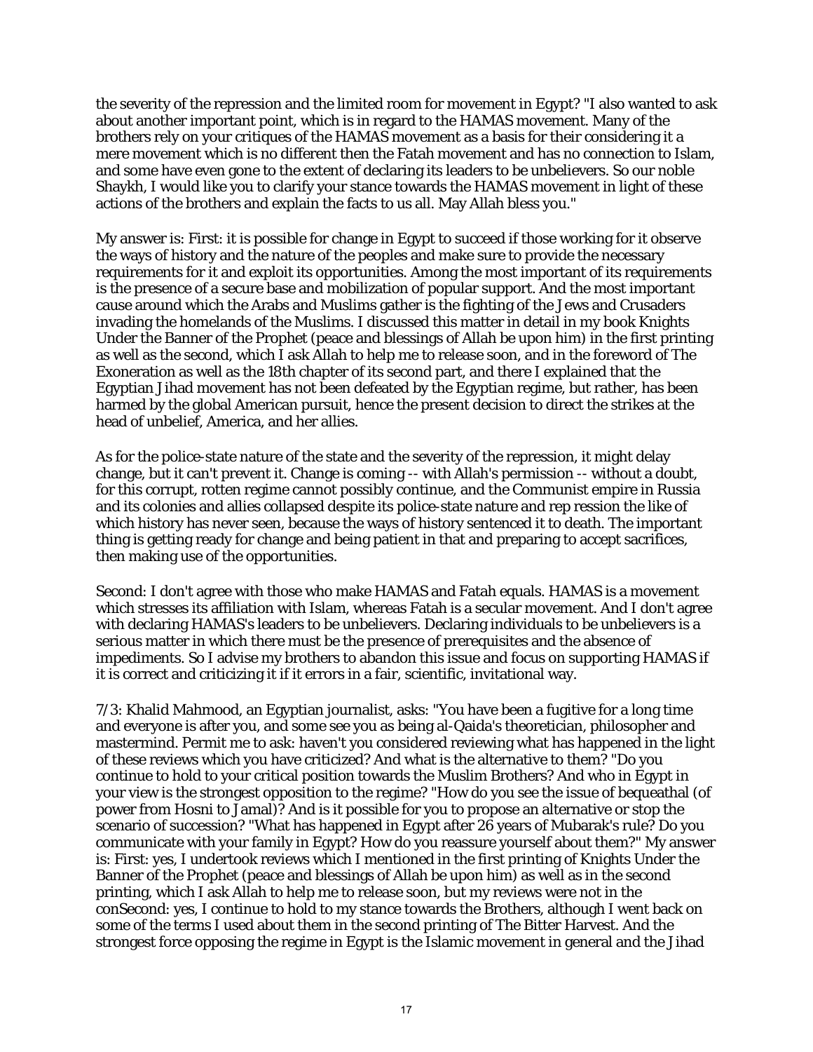the severity of the repression and the limited room for movement in Egypt? "I also wanted to ask about another important point, which is in regard to the HAMAS movement. Many of the brothers rely on your critiques of the HAMAS movement as a basis for their considering it a mere movement which is no different then the Fatah movement and has no connection to Islam, and some have even gone to the extent of declaring its leaders to be unbelievers. So our noble Shaykh, I would like you to clarify your stance towards the HAMAS movement in light of these actions of the brothers and explain the facts to us all. May Allah bless you."

My answer is: First: it is possible for change in Egypt to succeed if those working for it observe the ways of history and the nature of the peoples and make sure to provide the necessary requirements for it and exploit its opportunities. Among the most important of its requirements is the presence of a secure base and mobilization of popular support. And the most important cause around which the Arabs and Muslims gather is the fighting of the Jews and Crusaders invading the homelands of the Muslims. I discussed this matter in detail in my book Knights Under the Banner of the Prophet (peace and blessings of Allah be upon him) in the first printing as well as the second, which I ask Allah to help me to release soon, and in the foreword of The Exoneration as well as the 18th chapter of its second part, and there I explained that the Egyptian Jihad movement has not been defeated by the Egyptian regime, but rather, has been harmed by the global American pursuit, hence the present decision to direct the strikes at the head of unbelief, America, and her allies.

As for the police-state nature of the state and the severity of the repression, it might delay change, but it can't prevent it. Change is coming -- with Allah's permission -- without a doubt, for this corrupt, rotten regime cannot possibly continue, and the Communist empire in Russia and its colonies and allies collapsed despite its police-state nature and rep ression the like of which history has never seen, because the ways of history sentenced it to death. The important thing is getting ready for change and being patient in that and preparing to accept sacrifices, then making use of the opportunities.

Second: I don't agree with those who make HAMAS and Fatah equals. HAMAS is a movement which stresses its affiliation with Islam, whereas Fatah is a secular movement. And I don't agree with declaring HAMAS's leaders to be unbelievers. Declaring individuals to be unbelievers is a serious matter in which there must be the presence of prerequisites and the absence of impediments. So I advise my brothers to abandon this issue and focus on supporting HAMAS if it is correct and criticizing it if it errors in a fair, scientific, invitational way.

7/3: Khalid Mahmood, an Egyptian journalist, asks: "You have been a fugitive for a long time and everyone is after you, and some see you as being al-Qaida's theoretician, philosopher and mastermind. Permit me to ask: haven't you considered reviewing what has happened in the light of these reviews which you have criticized? And what is the alternative to them? "Do you continue to hold to your critical position towards the Muslim Brothers? And who in Egypt in your view is the strongest opposition to the regime? "How do you see the issue of bequeathal (of power from Hosni to Jamal)? And is it possible for you to propose an alternative or stop the scenario of succession? "What has happened in Egypt after 26 years of Mubarak's rule? Do you communicate with your family in Egypt? How do you reassure yourself about them?" My answer is: First: yes, I undertook reviews which I mentioned in the first printing of Knights Under the Banner of the Prophet (peace and blessings of Allah be upon him) as well as in the second printing, which I ask Allah to help me to release soon, but my reviews were not in the conSecond: yes, I continue to hold to my stance towards the Brothers, although I went back on some of the terms I used about them in the second printing of The Bitter Harvest. And the strongest force opposing the regime in Egypt is the Islamic movement in general and the Jihad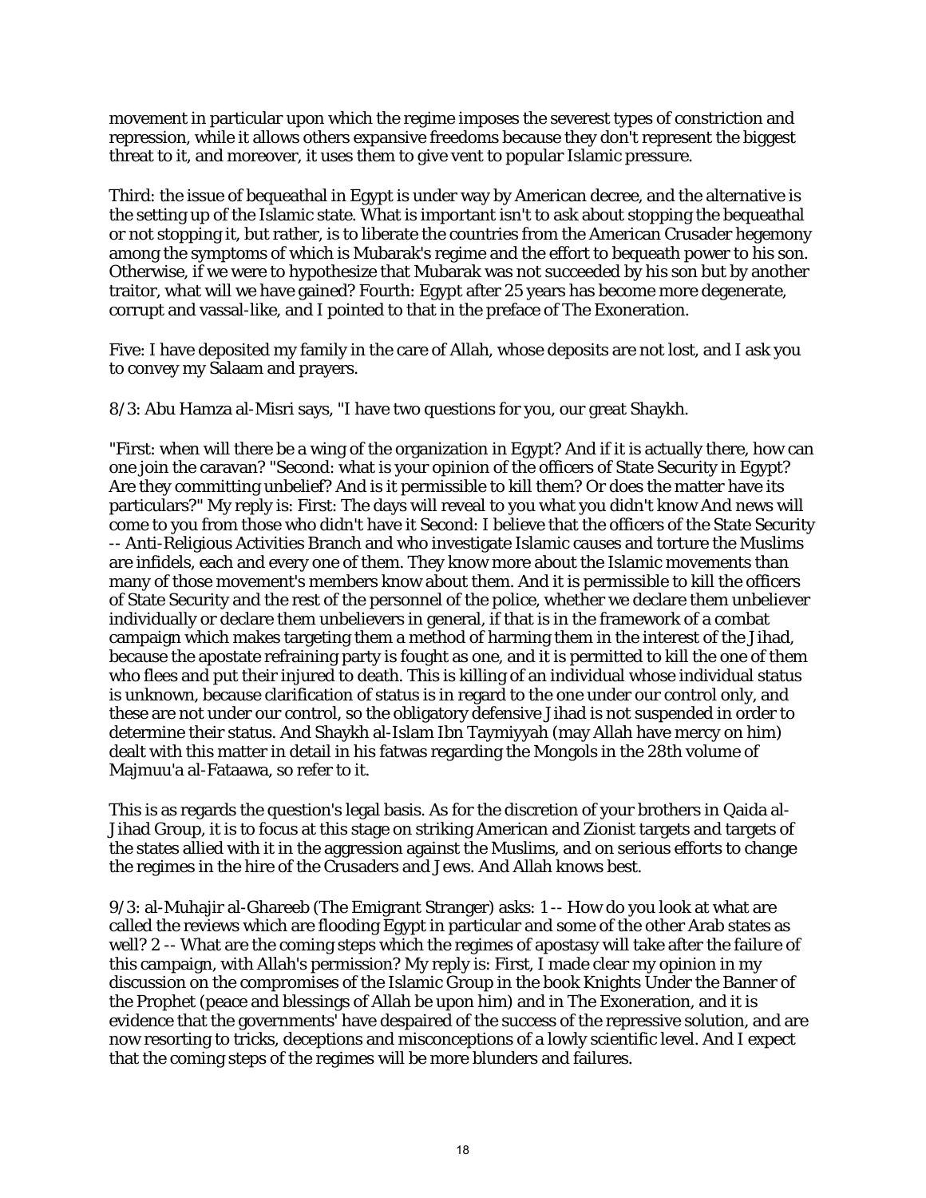movement in particular upon which the regime imposes the severest types of constriction and repression, while it allows others expansive freedoms because they don't represent the biggest threat to it, and moreover, it uses them to give vent to popular Islamic pressure.

Third: the issue of bequeathal in Egypt is under way by American decree, and the alternative is the setting up of the Islamic state. What is important isn't to ask about stopping the bequeathal or not stopping it, but rather, is to liberate the countries from the American Crusader hegemony among the symptoms of which is Mubarak's regime and the effort to bequeath power to his son. Otherwise, if we were to hypothesize that Mubarak was not succeeded by his son but by another traitor, what will we have gained? Fourth: Egypt after 25 years has become more degenerate, corrupt and vassal-like, and I pointed to that in the preface of The Exoneration.

Five: I have deposited my family in the care of Allah, whose deposits are not lost, and I ask you to convey my Salaam and prayers.

8/3: Abu Hamza al-Misri says, "I have two questions for you, our great Shaykh.

"First: when will there be a wing of the organization in Egypt? And if it is actually there, how can one join the caravan? "Second: what is your opinion of the officers of State Security in Egypt? Are they committing unbelief? And is it permissible to kill them? Or does the matter have its particulars?" My reply is: First: The days will reveal to you what you didn't know And news will come to you from those who didn't have it Second: I believe that the officers of the State Security -- Anti-Religious Activities Branch and who investigate Islamic causes and torture the Muslims are infidels, each and every one of them. They know more about the Islamic movements than many of those movement's members know about them. And it is permissible to kill the officers of State Security and the rest of the personnel of the police, whether we declare them unbeliever individually or declare them unbelievers in general, if that is in the framework of a combat campaign which makes targeting them a method of harming them in the interest of the Jihad, because the apostate refraining party is fought as one, and it is permitted to kill the one of them who flees and put their injured to death. This is killing of an individual whose individual status is unknown, because clarification of status is in regard to the one under our control only, and these are not under our control, so the obligatory defensive Jihad is not suspended in order to determine their status. And Shaykh al-Islam Ibn Taymiyyah (may Allah have mercy on him) dealt with this matter in detail in his fatwas regarding the Mongols in the 28th volume of Majmuu'a al-Fataawa, so refer to it.

This is as regards the question's legal basis. As for the discretion of your brothers in Qaida al-Jihad Group, it is to focus at this stage on striking American and Zionist targets and targets of the states allied with it in the aggression against the Muslims, and on serious efforts to change the regimes in the hire of the Crusaders and Jews. And Allah knows best.

9/3: al-Muhajir al-Ghareeb (The Emigrant Stranger) asks: 1 -- How do you look at what are called the reviews which are flooding Egypt in particular and some of the other Arab states as well? 2 -- What are the coming steps which the regimes of apostasy will take after the failure of this campaign, with Allah's permission? My reply is: First, I made clear my opinion in my discussion on the compromises of the Islamic Group in the book Knights Under the Banner of the Prophet (peace and blessings of Allah be upon him) and in The Exoneration, and it is evidence that the governments' have despaired of the success of the repressive solution, and are now resorting to tricks, deceptions and misconceptions of a lowly scientific level. And I expect that the coming steps of the regimes will be more blunders and failures.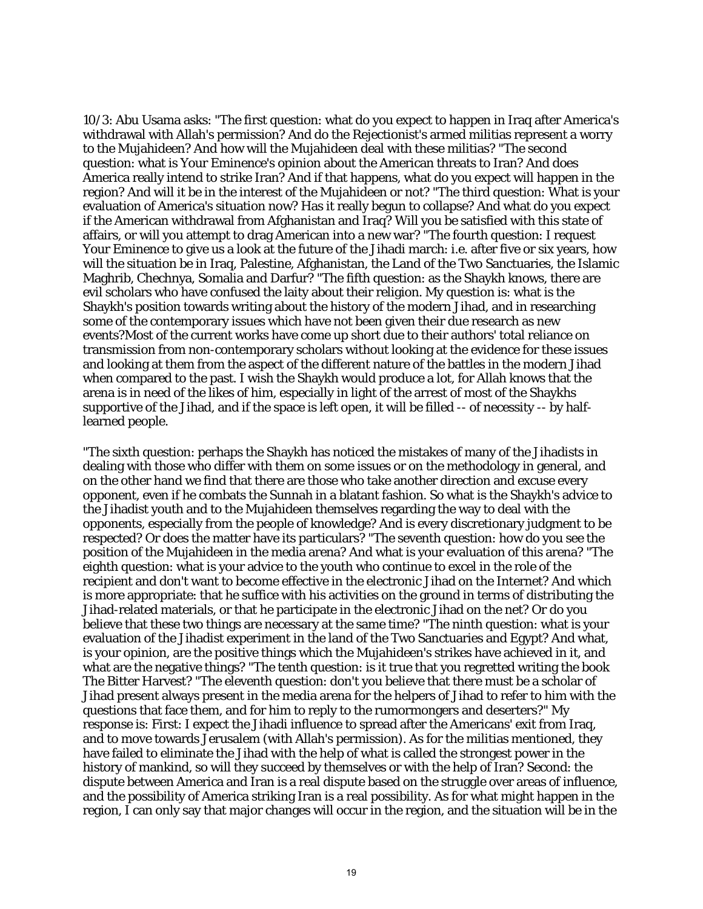10/3: Abu Usama asks: "The first question: what do you expect to happen in Iraq after America's withdrawal with Allah's permission? And do the Rejectionist's armed militias represent a worry to the Mujahideen? And how will the Mujahideen deal with these militias? "The second question: what is Your Eminence's opinion about the American threats to Iran? And does America really intend to strike Iran? And if that happens, what do you expect will happen in the region? And will it be in the interest of the Mujahideen or not? "The third question: What is your evaluation of America's situation now? Has it really begun to collapse? And what do you expect if the American withdrawal from Afghanistan and Iraq? Will you be satisfied with this state of affairs, or will you attempt to drag American into a new war? "The fourth question: I request Your Eminence to give us a look at the future of the Jihadi march: i.e. after five or six years, how will the situation be in Iraq, Palestine, Afghanistan, the Land of the Two Sanctuaries, the Islamic Maghrib, Chechnya, Somalia and Darfur? "The fifth question: as the Shaykh knows, there are evil scholars who have confused the laity about their religion. My question is: what is the Shaykh's position towards writing about the history of the modern Jihad, and in researching some of the contemporary issues which have not been given their due research as new events?Most of the current works have come up short due to their authors' total reliance on transmission from non-contemporary scholars without looking at the evidence for these issues and looking at them from the aspect of the different nature of the battles in the modern Jihad when compared to the past. I wish the Shaykh would produce a lot, for Allah knows that the arena is in need of the likes of him, especially in light of the arrest of most of the Shaykhs supportive of the Jihad, and if the space is left open, it will be filled -- of necessity -- by half-learned people.

"The sixth question: perhaps the Shaykh has noticed the mistakes of many of the Jihadists in dealing with those who differ with them on some issues or on the methodology in general, and on the other hand we find that there are those who take another direction and excuse every opponent, even if he combats the Sunnah in a blatant fashion. So what is the Shaykh's advice to the Jihadist youth and to the Mujahideen themselves regarding the way to deal with the opponents, especially from the people of knowledge? And is every discretionary judgment to be respected? Or does the matter have its particulars? "The seventh question: how do you see the position of the Mujahideen in the media arena? And what is your evaluation of this arena? "The eighth question: what is your advice to the youth who continue to excel in the role of the recipient and don't want to become effective in the electronic Jihad on the Internet? And which is more appropriate: that he suffice with his activities on the ground in terms of distributing the Jihad-related materials, or that he participate in the electronic Jihad on the net? Or do you believe that these two things are necessary at the same time? "The ninth question: what is your evaluation of the Jihadist experiment in the land of the Two Sanctuaries and Egypt? And what, is your opinion, are the positive things which the Mujahideen's strikes have achieved in it, and what are the negative things? "The tenth question: is it true that you regretted writing the book The Bitter Harvest? "The eleventh question: don't you believe that there must be a scholar of Jihad present always present in the media arena for the helpers of Jihad to refer to him with the questions that face them, and for him to reply to the rumormongers and deserters?" My response is: First: I expect the Jihadi influence to spread after the Americans' exit from Iraq, and to move towards Jerusalem (with Allah's permission). As for the militias mentioned, they have failed to eliminate the Jihad with the help of what is called the strongest power in the history of mankind, so will they succeed by themselves or with the help of Iran? Second: the dispute between America and Iran is a real dispute based on the struggle over areas of influence, and the possibility of America striking Iran is a real possibility. As for what might happen in the region, I can only say that major changes will occur in the region, and the situation will be in the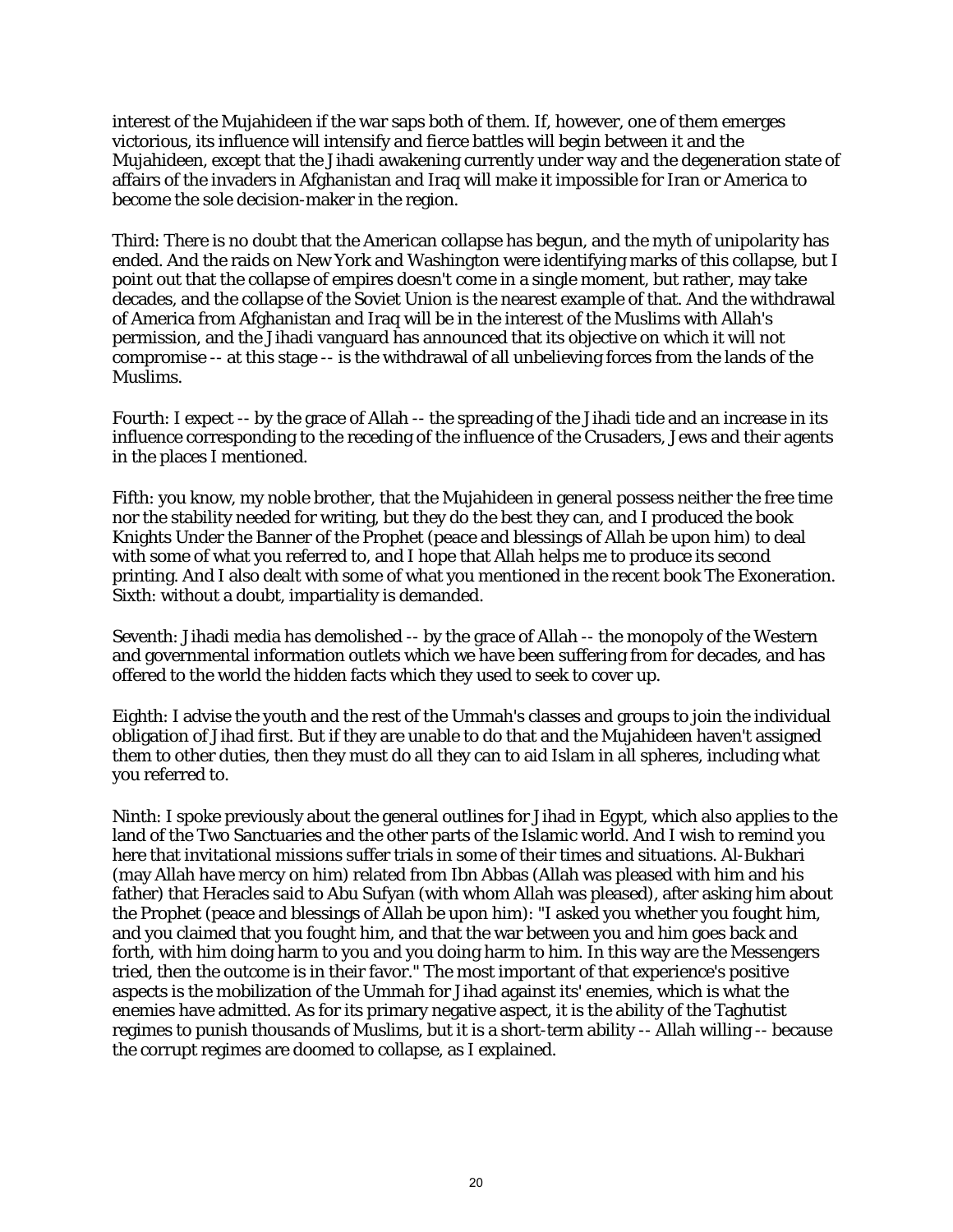interest of the Mujahideen if the war saps both of them. If, however, one of them emerges victorious, its influence will intensify and fierce battles will begin between it and the Mujahideen, except that the Jihadi awakening currently under way and the degeneration state of affairs of the invaders in Afghanistan and Iraq will make it impossible for Iran or America to become the sole decision-maker in the region.

Third: There is no doubt that the American collapse has begun, and the myth of unipolarity has ended. And the raids on New York and Washington were identifying marks of this collapse, but I point out that the collapse of empires doesn't come in a single moment, but rather, may take decades, and the collapse of the Soviet Union is the nearest example of that. And the withdrawal of America from Afghanistan and Iraq will be in the interest of the Muslims with Allah's permission, and the Jihadi vanguard has announced that its objective on which it will not compromise -- at this stage -- is the withdrawal of all unbelieving forces from the lands of the Muslims.

Fourth: I expect -- by the grace of Allah -- the spreading of the Jihadi tide and an increase in its influence corresponding to the receding of the influence of the Crusaders, Jews and their agents in the places I mentioned.

Fifth: you know, my noble brother, that the Mujahideen in general possess neither the free time nor the stability needed for writing, but they do the best they can, and I produced the book Knights Under the Banner of the Prophet (peace and blessings of Allah be upon him) to deal with some of what you referred to, and I hope that Allah helps me to produce its second printing. And I also dealt with some of what you mentioned in the recent book The Exoneration.
Sixth: without a doubt, impartiality is demanded.

Seventh: Jihadi media has demolished -- by the grace of Allah -- the monopoly of the Western and governmental information outlets which we have been suffering from for decades, and has offered to the world the hidden facts which they used to seek to cover up.

Eighth: I advise the youth and the rest of the Ummah's classes and groups to join the individual obligation of Jihad first. But if they are unable to do that and the Mujahideen haven't assigned them to other duties, then they must do all they can to aid Islam in all spheres, including what you referred to.

Ninth: I spoke previously about the general outlines for Jihad in Egypt, which also applies to the land of the Two Sanctuaries and the other parts of the Islamic world. And I wish to remind you here that invitational missions suffer trials in some of their times and situations. Al-Bukhari (may Allah have mercy on him) related from Ibn Abbas (Allah was pleased with him and his father) that Heracles said to Abu Sufyan (with whom Allah was pleased), after asking him about the Prophet (peace and blessings of Allah be upon him): "I asked you whether you fought him, and you claimed that you fought him, and that the war between you and him goes back and forth, with him doing harm to you and you doing harm to him. In this way are the Messengers tried, then the outcome is in their favor." The most important of that experience's positive aspects is the mobilization of the Ummah for Jihad against its' enemies, which is what the enemies have admitted. As for its primary negative aspect, it is the ability of the Taghutist regimes to punish thousands of Muslims, but it is a short-term ability -- Allah willing -- because the corrupt regimes are doomed to collapse, as I explained.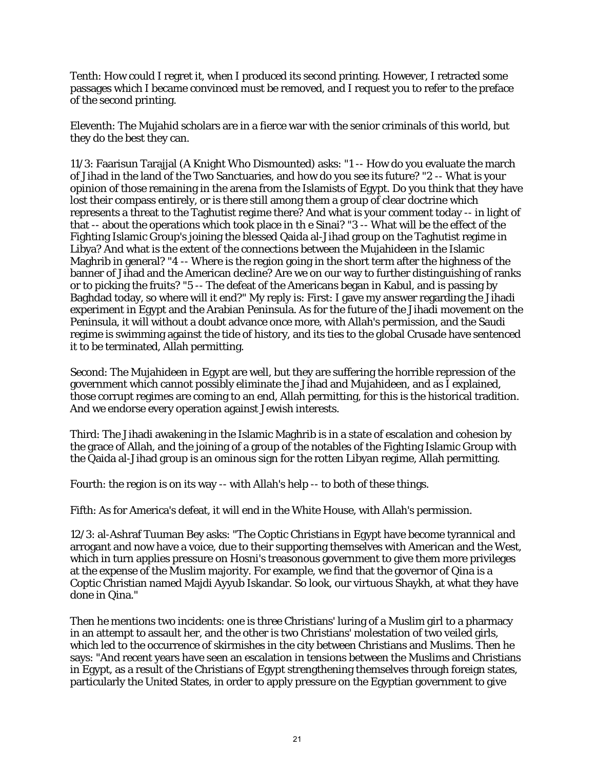Tenth: How could I regret it, when I produced its second printing. However, I retracted some passages which I became convinced must be removed, and I request you to refer to the preface of the second printing.

Eleventh: The Mujahid scholars are in a fierce war with the senior criminals of this world, but they do the best they can.

11/3: Faarisun Tarajjal (A Knight Who Dismounted) asks: "1 -- How do you evaluate the march of Jihad in the land of the Two Sanctuaries, and how do you see its future? "2 -- What is your opinion of those remaining in the arena from the Islamists of Egypt. Do you think that they have lost their compass entirely, or is there still among them a group of clear doctrine which represents a threat to the Taghutist regime there? And what is your comment today -- in light of that -- about the operations which took place in th e Sinai? "3 -- What will be the effect of the Fighting Islamic Group's joining the blessed Qaida al-Jihad group on the Taghutist regime in Libya? And what is the extent of the connections between the Mujahideen in the Islamic Maghrib in general? "4 -- Where is the region going in the short term after the highness of the banner of Jihad and the American decline? Are we on our way to further distinguishing of ranks or to picking the fruits? "5 -- The defeat of the Americans began in Kabul, and is passing by Baghdad today, so where will it end?" My reply is: First: I gave my answer regarding the Jihadi experiment in Egypt and the Arabian Peninsula. As for the future of the Jihadi movement on the Peninsula, it will without a doubt advance once more, with Allah's permission, and the Saudi regime is swimming against the tide of history, and its ties to the global Crusade have sentenced it to be terminated, Allah permitting.

Second: The Mujahideen in Egypt are well, but they are suffering the horrible repression of the government which cannot possibly eliminate the Jihad and Mujahideen, and as I explained, those corrupt regimes are coming to an end, Allah permitting, for this is the historical tradition. And we endorse every operation against Jewish interests.

Third: The Jihadi awakening in the Islamic Maghrib is in a state of escalation and cohesion by the grace of Allah, and the joining of a group of the notables of the Fighting Islamic Group with the Qaida al-Jihad group is an ominous sign for the rotten Libyan regime, Allah permitting.

Fourth: the region is on its way -- with Allah's help -- to both of these things.

Fifth: As for America's defeat, it will end in the White House, with Allah's permission.

12/3: al-Ashraf Tuuman Bey asks: "The Coptic Christians in Egypt have become tyrannical and arrogant and now have a voice, due to their supporting themselves with American and the West, which in turn applies pressure on Hosni's treasonous government to give them more privileges at the expense of the Muslim majority. For example, we find that the governor of Qina is a Coptic Christian named Majdi Ayyub Iskandar. So look, our virtuous Shaykh, at what they have done in Qina."

Then he mentions two incidents: one is three Christians' luring of a Muslim girl to a pharmacy in an attempt to assault her, and the other is two Christians' molestation of two veiled girls, which led to the occurrence of skirmishes in the city between Christians and Muslims. Then he says: "And recent years have seen an escalation in tensions between the Muslims and Christians in Egypt, as a result of the Christians of Egypt strengthening themselves through foreign states, particularly the United States, in order to apply pressure on the Egyptian government to give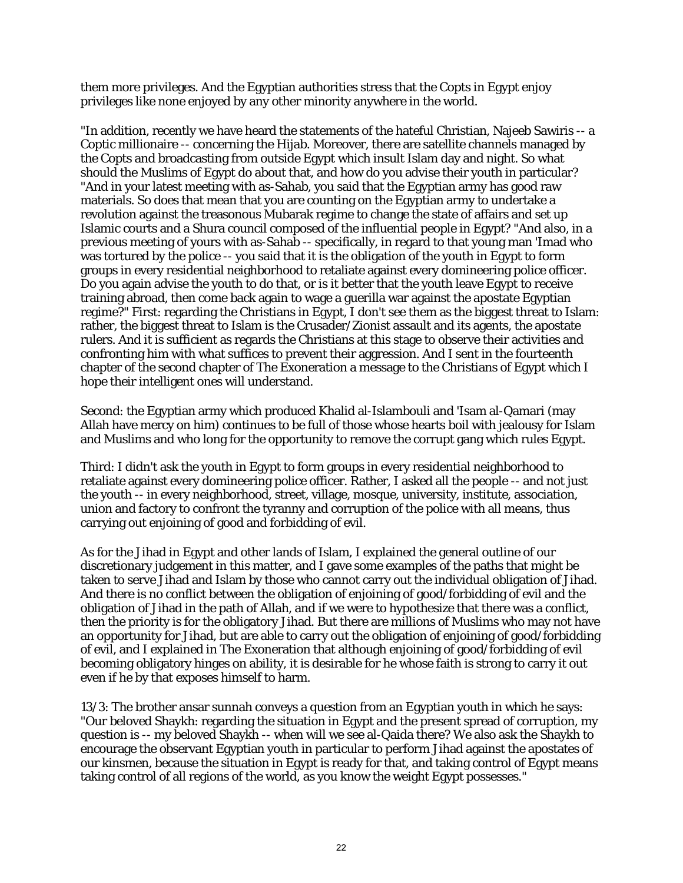them more privileges. And the Egyptian authorities stress that the Copts in Egypt enjoy privileges like none enjoyed by any other minority anywhere in the world.

"In addition, recently we have heard the statements of the hateful Christian, Najeeb Sawiris -- a Coptic millionaire -- concerning the Hijab. Moreover, there are satellite channels managed by the Copts and broadcasting from outside Egypt which insult Islam day and night. So what should the Muslims of Egypt do about that, and how do you advise their youth in particular? "And in your latest meeting with as-Sahab, you said that the Egyptian army has good raw materials. So does that mean that you are counting on the Egyptian army to undertake a revolution against the treasonous Mubarak regime to change the state of affairs and set up Islamic courts and a Shura council composed of the influential people in Egypt? "And also, in a previous meeting of yours with as-Sahab -- specifically, in regard to that young man 'Imad who was tortured by the police -- you said that it is the obligation of the youth in Egypt to form groups in every residential neighborhood to retaliate against every domineering police officer. Do you again advise the youth to do that, or is it better that the youth leave Egypt to receive training abroad, then come back again to wage a guerilla war against the apostate Egyptian regime?" First: regarding the Christians in Egypt, I don't see them as the biggest threat to Islam: rather, the biggest threat to Islam is the Crusader/Zionist assault and its agents, the apostate rulers. And it is sufficient as regards the Christians at this stage to observe their activities and confronting him with what suffices to prevent their aggression. And I sent in the fourteenth chapter of the second chapter of The Exoneration a message to the Christians of Egypt which I hope their intelligent ones will understand.

Second: the Egyptian army which produced Khalid al-Islambouli and 'Isam al-Qamari (may Allah have mercy on him) continues to be full of those whose hearts boil with jealousy for Islam and Muslims and who long for the opportunity to remove the corrupt gang which rules Egypt.

Third: I didn't ask the youth in Egypt to form groups in every residential neighborhood to retaliate against every domineering police officer. Rather, I asked all the people -- and not just the youth -- in every neighborhood, street, village, mosque, university, institute, association, union and factory to confront the tyranny and corruption of the police with all means, thus carrying out enjoining of good and forbidding of evil.

As for the Jihad in Egypt and other lands of Islam, I explained the general outline of our discretionary judgement in this matter, and I gave some examples of the paths that might be taken to serve Jihad and Islam by those who cannot carry out the individual obligation of Jihad. And there is no conflict between the obligation of enjoining of good/forbidding of evil and the obligation of Jihad in the path of Allah, and if we were to hypothesize that there was a conflict, then the priority is for the obligatory Jihad. But there are millions of Muslims who may not have an opportunity for Jihad, but are able to carry out the obligation of enjoining of good/forbidding of evil, and I explained in The Exoneration that although enjoining of good/forbidding of evil becoming obligatory hinges on ability, it is desirable for he whose faith is strong to carry it out even if he by that exposes himself to harm.

13/3: The brother ansar sunnah conveys a question from an Egyptian youth in which he says: "Our beloved Shaykh: regarding the situation in Egypt and the present spread of corruption, my question is -- my beloved Shaykh -- when will we see al-Qaida there? We also ask the Shaykh to encourage the observant Egyptian youth in particular to perform Jihad against the apostates of our kinsmen, because the situation in Egypt is ready for that, and taking control of Egypt means taking control of all regions of the world, as you know the weight Egypt possesses."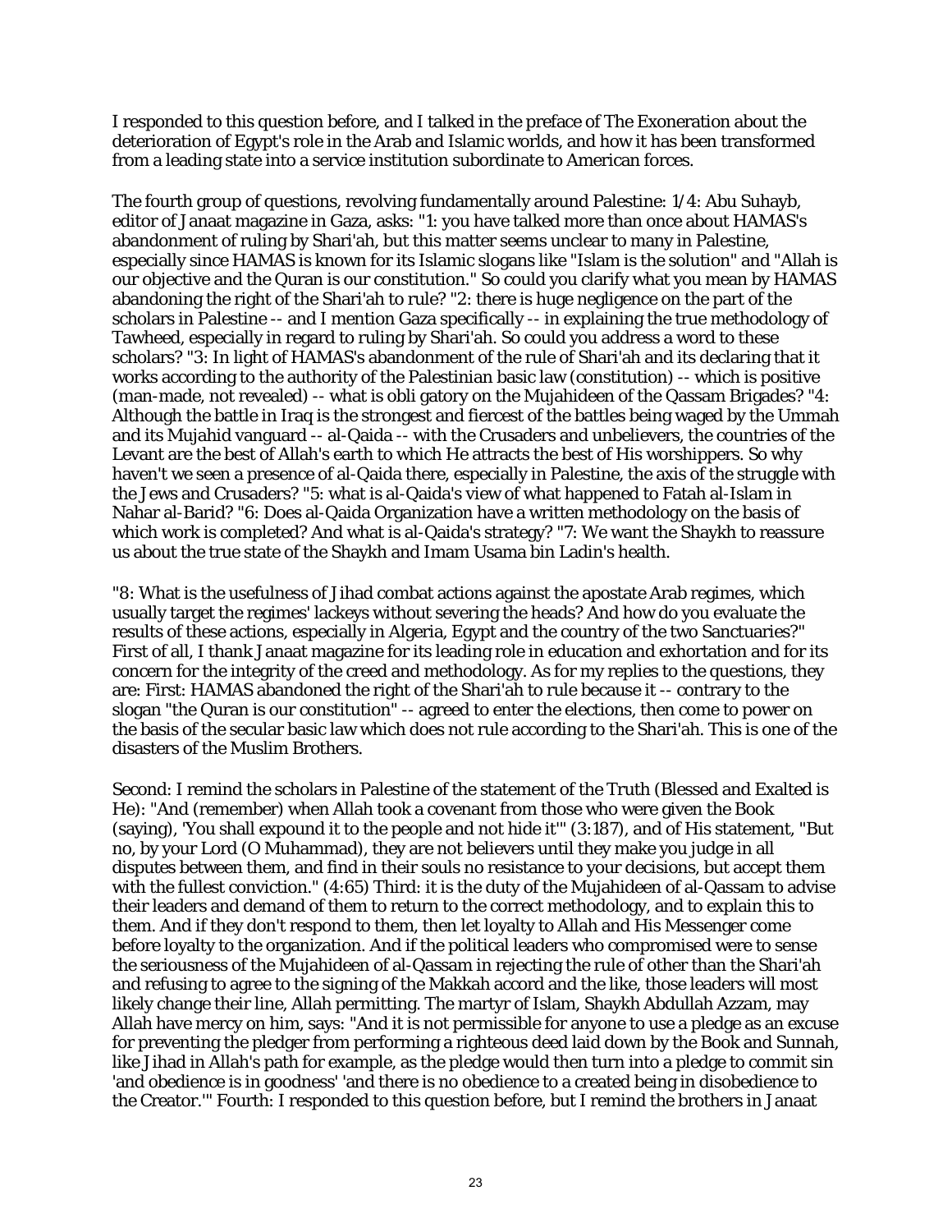I responded to this question before, and I talked in the preface of The Exoneration about the deterioration of Egypt's role in the Arab and Islamic worlds, and how it has been transformed from a leading state into a service institution subordinate to American forces.

The fourth group of questions, revolving fundamentally around Palestine: 1/4: Abu Suhayb, editor of Janaat magazine in Gaza, asks: "1: you have talked more than once about HAMAS's abandonment of ruling by Shari'ah, but this matter seems unclear to many in Palestine, especially since HAMAS is known for its Islamic slogans like "Islam is the solution" and "Allah is our objective and the Quran is our constitution." So could you clarify what you mean by HAMAS abandoning the right of the Shari'ah to rule? "2: there is huge negligence on the part of the scholars in Palestine -- and I mention Gaza specifically -- in explaining the true methodology of Tawheed, especially in regard to ruling by Shari'ah. So could you address a word to these scholars? "3: In light of HAMAS's abandonment of the rule of Shari'ah and its declaring that it works according to the authority of the Palestinian basic law (constitution) -- which is positive (man-made, not revealed) -- what is obli gatory on the Mujahideen of the Qassam Brigades? "4: Although the battle in Iraq is the strongest and fiercest of the battles being waged by the Ummah and its Mujahid vanguard -- al-Qaida -- with the Crusaders and unbelievers, the countries of the Levant are the best of Allah's earth to which He attracts the best of His worshippers. So why haven't we seen a presence of al-Qaida there, especially in Palestine, the axis of the struggle with the Jews and Crusaders? "5: what is al-Qaida's view of what happened to Fatah al-Islam in Nahar al-Barid? "6: Does al-Qaida Organization have a written methodology on the basis of which work is completed? And what is al-Qaida's strategy? "7: We want the Shaykh to reassure us about the true state of the Shaykh and Imam Usama bin Ladin's health.

"8: What is the usefulness of Jihad combat actions against the apostate Arab regimes, which usually target the regimes' lackeys without severing the heads? And how do you evaluate the results of these actions, especially in Algeria, Egypt and the country of the two Sanctuaries?" First of all, I thank Janaat magazine for its leading role in education and exhortation and for its concern for the integrity of the creed and methodology. As for my replies to the questions, they are: First: HAMAS abandoned the right of the Shari'ah to rule because it -- contrary to the slogan "the Quran is our constitution" -- agreed to enter the elections, then come to power on the basis of the secular basic law which does not rule according to the Shari'ah. This is one of the disasters of the Muslim Brothers.

Second: I remind the scholars in Palestine of the statement of the Truth (Blessed and Exalted is He): "And (remember) when Allah took a covenant from those who were given the Book (saying), 'You shall expound it to the people and not hide it'" (3:187), and of His statement, "But no, by your Lord (O Muhammad), they are not believers until they make you judge in all disputes between them, and find in their souls no resistance to your decisions, but accept them with the fullest conviction." (4:65) Third: it is the duty of the Mujahideen of al-Qassam to advise their leaders and demand of them to return to the correct methodology, and to explain this to them. And if they don't respond to them, then let loyalty to Allah and His Messenger come before loyalty to the organization. And if the political leaders who compromised were to sense the seriousness of the Mujahideen of al-Qassam in rejecting the rule of other than the Shari'ah and refusing to agree to the signing of the Makkah accord and the like, those leaders will most likely change their line, Allah permitting. The martyr of Islam, Shaykh Abdullah Azzam, may Allah have mercy on him, says: "And it is not permissible for anyone to use a pledge as an excuse for preventing the pledger from performing a righteous deed laid down by the Book and Sunnah, like Jihad in Allah's path for example, as the pledge would then turn into a pledge to commit sin 'and obedience is in goodness' 'and there is no obedience to a created being in disobedience to the Creator.'" Fourth: I responded to this question before, but I remind the brothers in Janaat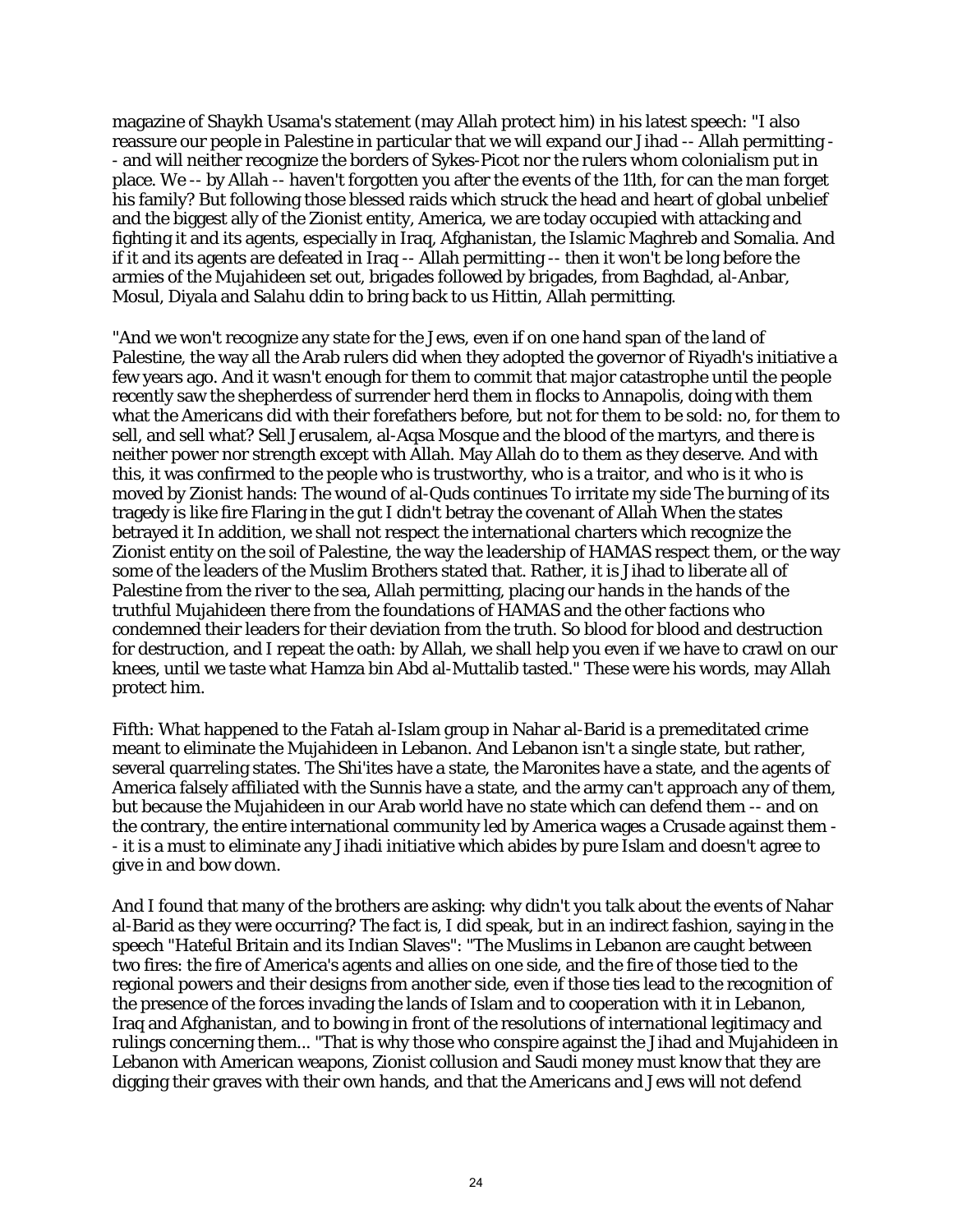magazine of Shaykh Usama's statement (may Allah protect him) in his latest speech: "I also reassure our people in Palestine in particular that we will expand our Jihad -- Allah permitting -- and will neither recognize the borders of Sykes-Picot nor the rulers whom colonialism put in place. We -- by Allah -- haven't forgotten you after the events of the 11th, for can the man forget his family? But following those blessed raids which struck the head and heart of global unbelief and the biggest ally of the Zionist entity, America, we are today occupied with attacking and fighting it and its agents, especially in Iraq, Afghanistan, the Islamic Maghreb and Somalia. And if it and its agents are defeated in Iraq -- Allah permitting -- then it won't be long before the armies of the Mujahideen set out, brigades followed by brigades, from Baghdad, al-Anbar, Mosul, Diyala and Salahu ddin to bring back to us Hittin, Allah permitting.

"And we won't recognize any state for the Jews, even if on one hand span of the land of Palestine, the way all the Arab rulers did when they adopted the governor of Riyadh's initiative a few years ago. And it wasn't enough for them to commit that major catastrophe until the people recently saw the shepherdess of surrender herd them in flocks to Annapolis, doing with them what the Americans did with their forefathers before, but not for them to be sold: no, for them to sell, and sell what? Sell Jerusalem, al-Aqsa Mosque and the blood of the martyrs, and there is neither power nor strength except with Allah. May Allah do to them as they deserve. And with this, it was confirmed to the people who is trustworthy, who is a traitor, and who is it who is moved by Zionist hands: The wound of al-Quds continues To irritate my side The burning of its tragedy is like fire Flaring in the gut I didn't betray the covenant of Allah When the states betrayed it In addition, we shall not respect the international charters which recognize the Zionist entity on the soil of Palestine, the way the leadership of HAMAS respect them, or the way some of the leaders of the Muslim Brothers stated that. Rather, it is Jihad to liberate all of Palestine from the river to the sea, Allah permitting, placing our hands in the hands of the truthful Mujahideen there from the foundations of HAMAS and the other factions who condemned their leaders for their deviation from the truth. So blood for blood and destruction for destruction, and I repeat the oath: by Allah, we shall help you even if we have to crawl on our knees, until we taste what Hamza bin Abd al-Muttalib tasted." These were his words, may Allah protect him.

Fifth: What happened to the Fatah al-Islam group in Nahar al-Barid is a premeditated crime meant to eliminate the Mujahideen in Lebanon. And Lebanon isn't a single state, but rather, several quarreling states. The Shi'ites have a state, the Maronites have a state, and the agents of America falsely affiliated with the Sunnis have a state, and the army can't approach any of them, but because the Mujahideen in our Arab world have no state which can defend them -- and on the contrary, the entire international community led by America wages a Crusade against them -- it is a must to eliminate any Jihadi initiative which abides by pure Islam and doesn't agree to give in and bow down.

And I found that many of the brothers are asking: why didn't you talk about the events of Nahar al-Barid as they were occurring? The fact is, I did speak, but in an indirect fashion, saying in the speech "Hateful Britain and its Indian Slaves": "The Muslims in Lebanon are caught between two fires: the fire of America's agents and allies on one side, and the fire of those tied to the regional powers and their designs from another side, even if those ties lead to the recognition of the presence of the forces invading the lands of Islam and to cooperation with it in Lebanon, Iraq and Afghanistan, and to bowing in front of the resolutions of international legitimacy and rulings concerning them... "That is why those who conspire against the Jihad and Mujahideen in Lebanon with American weapons, Zionist collusion and Saudi money must know that they are digging their graves with their own hands, and that the Americans and Jews will not defend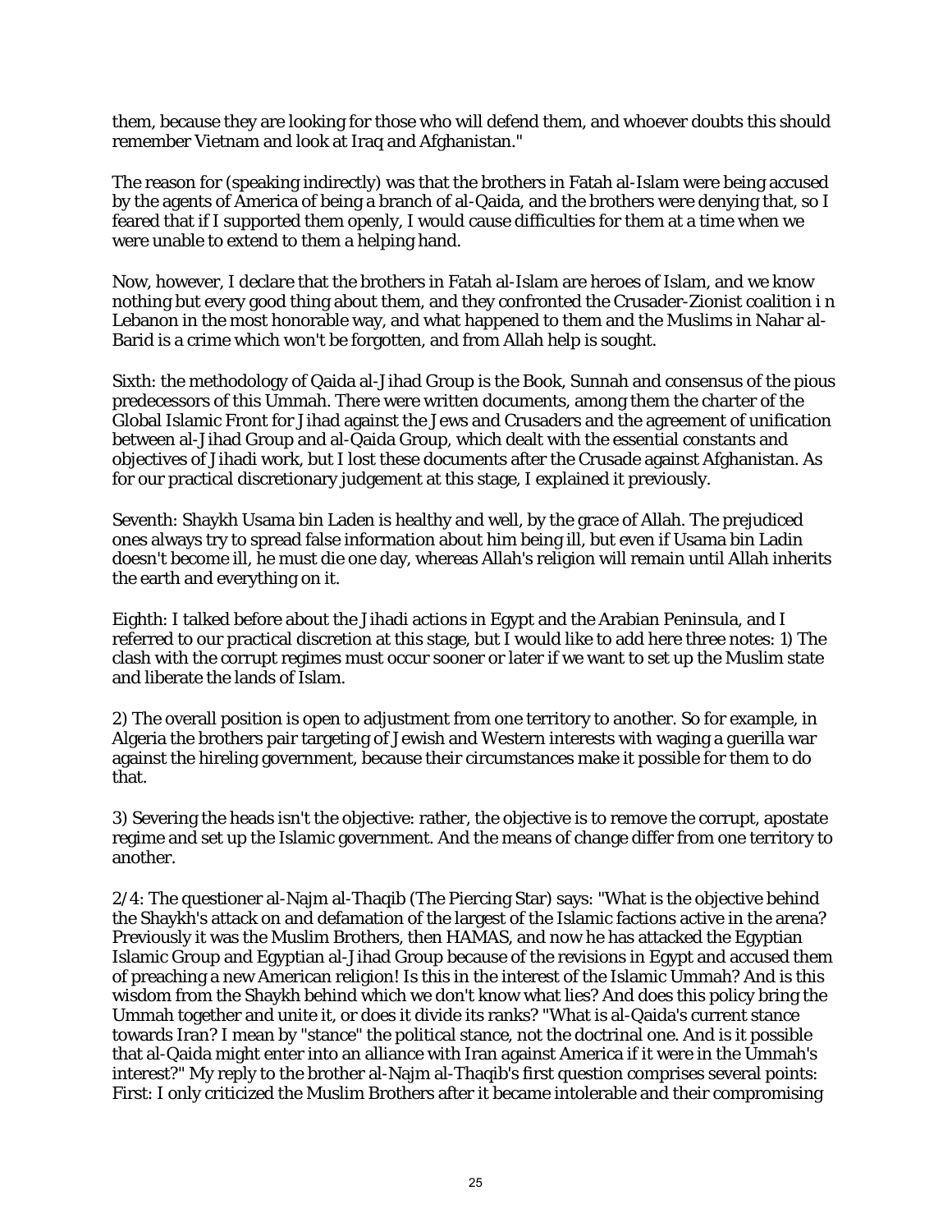them, because they are looking for those who will defend them, and whoever doubts this should remember Vietnam and look at Iraq and Afghanistan."

The reason for (speaking indirectly) was that the brothers in Fatah al-Islam were being accused by the agents of America of being a branch of al-Qaida, and the brothers were denying that, so I feared that if I supported them openly, I would cause difficulties for them at a time when we were unable to extend to them a helping hand.

Now, however, I declare that the brothers in Fatah al-Islam are heroes of Islam, and we know nothing but every good thing about them, and they confronted the Crusader-Zionist coalition i n Lebanon in the most honorable way, and what happened to them and the Muslims in Nahar al-Barid is a crime which won't be forgotten, and from Allah help is sought.

Sixth: the methodology of Qaida al-Jihad Group is the Book, Sunnah and consensus of the pious predecessors of this Ummah. There were written documents, among them the charter of the Global Islamic Front for Jihad against the Jews and Crusaders and the agreement of unification between al-Jihad Group and al-Qaida Group, which dealt with the essential constants and objectives of Jihadi work, but I lost these documents after the Crusade against Afghanistan. As for our practical discretionary judgement at this stage, I explained it previously.

Seventh: Shaykh Usama bin Laden is healthy and well, by the grace of Allah. The prejudiced ones always try to spread false information about him being ill, but even if Usama bin Ladin doesn't become ill, he must die one day, whereas Allah's religion will remain until Allah inherits the earth and everything on it.

Eighth: I talked before about the Jihadi actions in Egypt and the Arabian Peninsula, and I referred to our practical discretion at this stage, but I would like to add here three notes: 1) The clash with the corrupt regimes must occur sooner or later if we want to set up the Muslim state and liberate the lands of Islam.

2) The overall position is open to adjustment from one territory to another. So for example, in Algeria the brothers pair targeting of Jewish and Western interests with waging a guerilla war against the hireling government, because their circumstances make it possible for them to do that.

3) Severing the heads isn't the objective: rather, the objective is to remove the corrupt, apostate regime and set up the Islamic government. And the means of change differ from one territory to another.

2/4: The questioner al-Najm al-Thaqib (The Piercing Star) says: "What is the objective behind the Shaykh's attack on and defamation of the largest of the Islamic factions active in the arena? Previously it was the Muslim Brothers, then HAMAS, and now he has attacked the Egyptian Islamic Group and Egyptian al-Jihad Group because of the revisions in Egypt and accused them of preaching a new American religion! Is this in the interest of the Islamic Ummah? And is this wisdom from the Shaykh behind which we don't know what lies? And does this policy bring the Ummah together and unite it, or does it divide its ranks? "What is al-Qaida's current stance towards Iran? I mean by "stance" the political stance, not the doctrinal one. And is it possible that al-Qaida might enter into an alliance with Iran against America if it were in the Ummah's interest?" My reply to the brother al-Najm al-Thaqib's first question comprises several points: First: I only criticized the Muslim Brothers after it became intolerable and their compromising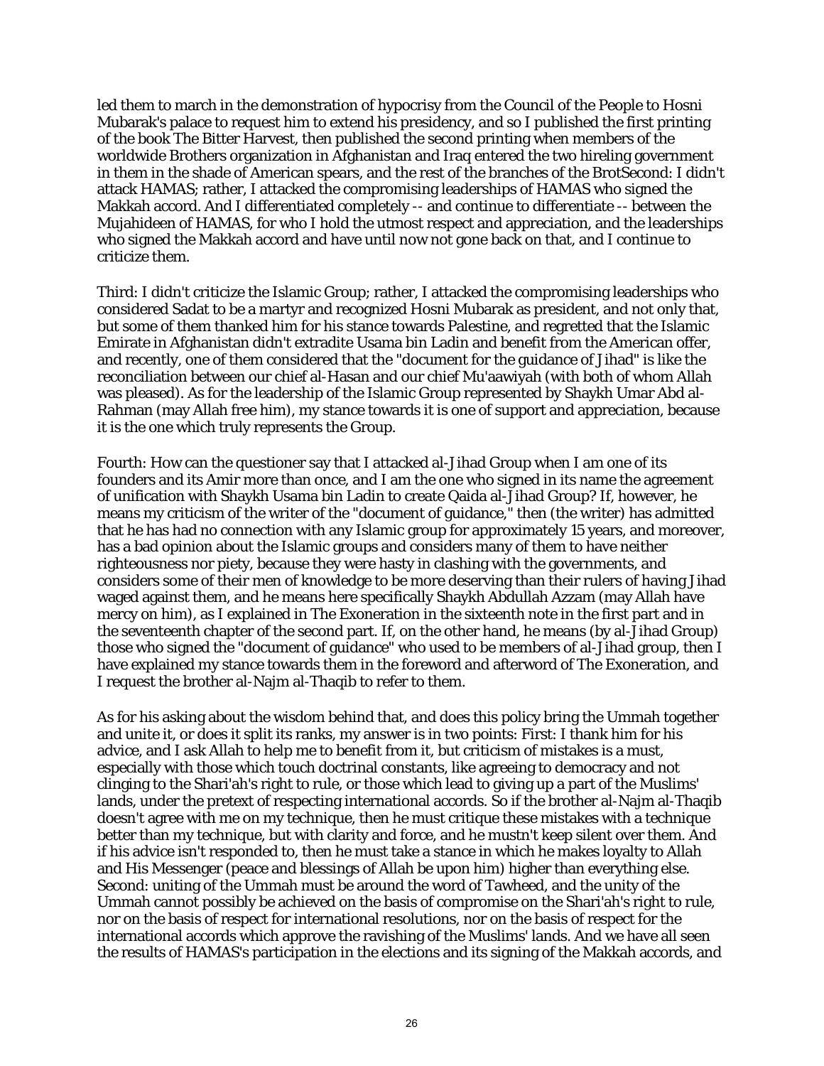led them to march in the demonstration of hypocrisy from the Council of the People to Hosni Mubarak's palace to request him to extend his presidency, and so I published the first printing of the book The Bitter Harvest, then published the second printing when members of the worldwide Brothers organization in Afghanistan and Iraq entered the two hireling government in them in the shade of American spears, and the rest of the branches of the BrotSecond: I didn't attack HAMAS; rather, I attacked the compromising leaderships of HAMAS who signed the Makkah accord. And I differentiated completely -- and continue to differentiate -- between the Mujahideen of HAMAS, for who I hold the utmost respect and appreciation, and the leaderships who signed the Makkah accord and have until now not gone back on that, and I continue to criticize them.

Third: I didn't criticize the Islamic Group; rather, I attacked the compromising leaderships who considered Sadat to be a martyr and recognized Hosni Mubarak as president, and not only that, but some of them thanked him for his stance towards Palestine, and regretted that the Islamic Emirate in Afghanistan didn't extradite Usama bin Ladin and benefit from the American offer, and recently, one of them considered that the "document for the guidance of Jihad" is like the reconciliation between our chief al-Hasan and our chief Mu'aawiyah (with both of whom Allah was pleased). As for the leadership of the Islamic Group represented by Shaykh Umar Abd al-Rahman (may Allah free him), my stance towards it is one of support and appreciation, because it is the one which truly represents the Group.

Fourth: How can the questioner say that I attacked al-Jihad Group when I am one of its founders and its Amir more than once, and I am the one who signed in its name the agreement of unification with Shaykh Usama bin Ladin to create Qaida al-Jihad Group? If, however, he means my criticism of the writer of the "document of guidance," then (the writer) has admitted that he has had no connection with any Islamic group for approximately 15 years, and moreover, has a bad opinion about the Islamic groups and considers many of them to have neither righteousness nor piety, because they were hasty in clashing with the governments, and considers some of their men of knowledge to be more deserving than their rulers of having Jihad waged against them, and he means here specifically Shaykh Abdullah Azzam (may Allah have mercy on him), as I explained in The Exoneration in the sixteenth note in the first part and in the seventeenth chapter of the second part. If, on the other hand, he means (by al-Jihad Group) those who signed the "document of guidance" who used to be members of al-Jihad group, then I have explained my stance towards them in the foreword and afterword of The Exoneration, and I request the brother al-Najm al-Thaqib to refer to them.

As for his asking about the wisdom behind that, and does this policy bring the Ummah together and unite it, or does it split its ranks, my answer is in two points: First: I thank him for his advice, and I ask Allah to help me to benefit from it, but criticism of mistakes is a must, especially with those which touch doctrinal constants, like agreeing to democracy and not clinging to the Shari'ah's right to rule, or those which lead to giving up a part of the Muslims' lands, under the pretext of respecting international accords. So if the brother al-Najm al-Thaqib doesn't agree with me on my technique, then he must critique these mistakes with a technique better than my technique, but with clarity and force, and he mustn't keep silent over them. And if his advice isn't responded to, then he must take a stance in which he makes loyalty to Allah and His Messenger (peace and blessings of Allah be upon him) higher than everything else. Second: uniting of the Ummah must be around the word of Tawheed, and the unity of the Ummah cannot possibly be achieved on the basis of compromise on the Shari'ah's right to rule, nor on the basis of respect for international resolutions, nor on the basis of respect for the international accords which approve the ravishing of the Muslims' lands. And we have all seen the results of HAMAS's participation in the elections and its signing of the Makkah accords, and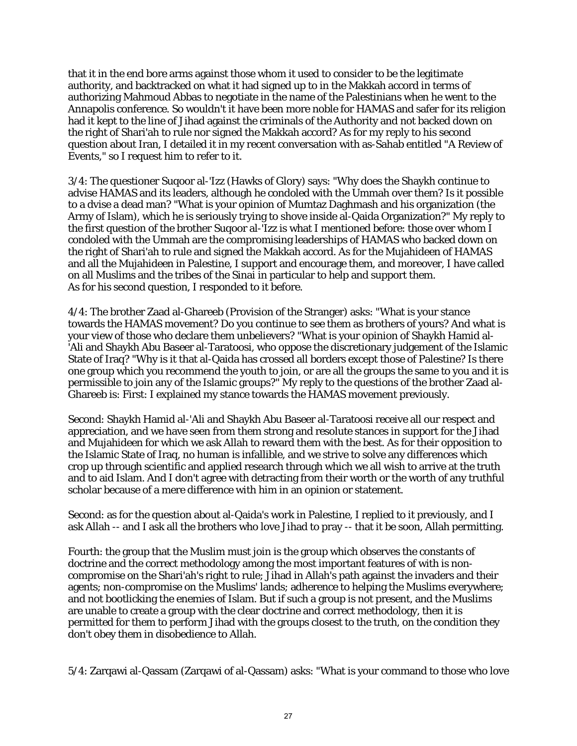that it in the end bore arms against those whom it used to consider to be the legitimate authority, and backtracked on what it had signed up to in the Makkah accord in terms of authorizing Mahmoud Abbas to negotiate in the name of the Palestinians when he went to the Annapolis conference. So wouldn't it have been more noble for HAMAS and safer for its religion had it kept to the line of Jihad against the criminals of the Authority and not backed down on the right of Shari'ah to rule nor signed the Makkah accord? As for my reply to his second question about Iran, I detailed it in my recent conversation with as-Sahab entitled "A Review of Events," so I request him to refer to it.

3/4: The questioner Suqoor al-'Izz (Hawks of Glory) says: "Why does the Shaykh continue to advise HAMAS and its leaders, although he condoled with the Ummah over them? Is it possible to a dvise a dead man? "What is your opinion of Mumtaz Daghmash and his organization (the Army of Islam), which he is seriously trying to shove inside al-Qaida Organization?" My reply to the first question of the brother Suqoor al-'Izz is what I mentioned before: those over whom I condoled with the Ummah are the compromising leaderships of HAMAS who backed down on the right of Shari'ah to rule and signed the Makkah accord. As for the Mujahideen of HAMAS and all the Mujahideen in Palestine, I support and encourage them, and moreover, I have called on all Muslims and the tribes of the Sinai in particular to help and support them.
As for his second question, I responded to it before.

4/4: The brother Zaad al-Ghareeb (Provision of the Stranger) asks: "What is your stance towards the HAMAS movement? Do you continue to see them as brothers of yours? And what is your view of those who declare them unbelievers? "What is your opinion of Shaykh Hamid al-'Ali and Shaykh Abu Baseer al-Taratoosi, who oppose the discretionary judgement of the Islamic State of Iraq? "Why is it that al-Qaida has crossed all borders except those of Palestine? Is there one group which you recommend the youth to join, or are all the groups the same to you and it is permissible to join any of the Islamic groups?" My reply to the questions of the brother Zaad al-Ghareeb is: First: I explained my stance towards the HAMAS movement previously.

Second: Shaykh Hamid al-'Ali and Shaykh Abu Baseer al-Taratoosi receive all our respect and appreciation, and we have seen from them strong and resolute stances in support for the Jihad and Mujahideen for which we ask Allah to reward them with the best. As for their opposition to the Islamic State of Iraq, no human is infallible, and we strive to solve any differences which crop up through scientific and applied research through which we all wish to arrive at the truth and to aid Islam. And I don't agree with detracting from their worth or the worth of any truthful scholar because of a mere difference with him in an opinion or statement.

Second: as for the question about al-Qaida's work in Palestine, I replied to it previously, and I ask Allah -- and I ask all the brothers who love Jihad to pray -- that it be soon, Allah permitting.

Fourth: the group that the Muslim must join is the group which observes the constants of doctrine and the correct methodology among the most important features of with is non-compromise on the Shari'ah's right to rule; Jihad in Allah's path against the invaders and their agents; non-compromise on the Muslims' lands; adherence to helping the Muslims everywhere; and not bootlicking the enemies of Islam. But if such a group is not present, and the Muslims are unable to create a group with the clear doctrine and correct methodology, then it is permitted for them to perform Jihad with the groups closest to the truth, on the condition they don't obey them in disobedience to Allah.

5/4: Zarqawi al-Qassam (Zarqawi of al-Qassam) asks: "What is your command to those who love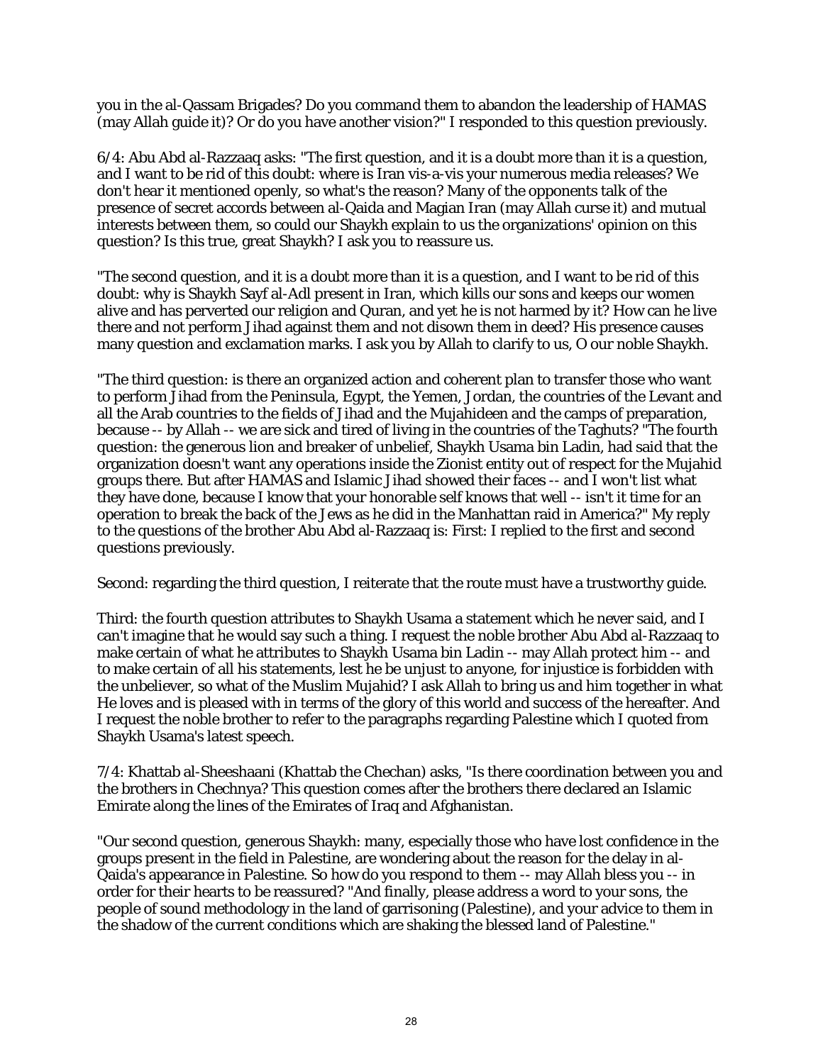you in the al-Qassam Brigades? Do you command them to abandon the leadership of HAMAS (may Allah guide it)? Or do you have another vision?" I responded to this question previously.

6/4: Abu Abd al-Razzaaq asks: "The first question, and it is a doubt more than it is a question, and I want to be rid of this doubt: where is Iran vis-a-vis your numerous media releases? We don't hear it mentioned openly, so what's the reason? Many of the opponents talk of the presence of secret accords between al-Qaida and Magian Iran (may Allah curse it) and mutual interests between them, so could our Shaykh explain to us the organizations' opinion on this question? Is this true, great Shaykh? I ask you to reassure us.

"The second question, and it is a doubt more than it is a question, and I want to be rid of this doubt: why is Shaykh Sayf al-Adl present in Iran, which kills our sons and keeps our women alive and has perverted our religion and Quran, and yet he is not harmed by it? How can he live there and not perform Jihad against them and not disown them in deed? His presence causes many question and exclamation marks. I ask you by Allah to clarify to us, O our noble Shaykh.

"The third question: is there an organized action and coherent plan to transfer those who want to perform Jihad from the Peninsula, Egypt, the Yemen, Jordan, the countries of the Levant and all the Arab countries to the fields of Jihad and the Mujahideen and the camps of preparation, because -- by Allah -- we are sick and tired of living in the countries of the Taghuts? "The fourth question: the generous lion and breaker of unbelief, Shaykh Usama bin Ladin, had said that the organization doesn't want any operations inside the Zionist entity out of respect for the Mujahid groups there. But after HAMAS and Islamic Jihad showed their faces -- and I won't list what they have done, because I know that your honorable self knows that well -- isn't it time for an operation to break the back of the Jews as he did in the Manhattan raid in America?" My reply to the questions of the brother Abu Abd al-Razzaaq is: First: I replied to the first and second questions previously.

Second: regarding the third question, I reiterate that the route must have a trustworthy guide.

Third: the fourth question attributes to Shaykh Usama a statement which he never said, and I can't imagine that he would say such a thing. I request the noble brother Abu Abd al-Razzaaq to make certain of what he attributes to Shaykh Usama bin Ladin -- may Allah protect him -- and to make certain of all his statements, lest he be unjust to anyone, for injustice is forbidden with the unbeliever, so what of the Muslim Mujahid? I ask Allah to bring us and him together in what He loves and is pleased with in terms of the glory of this world and success of the hereafter. And I request the noble brother to refer to the paragraphs regarding Palestine which I quoted from Shaykh Usama's latest speech.

7/4: Khattab al-Sheeshaani (Khattab the Chechan) asks, "Is there coordination between you and the brothers in Chechnya? This question comes after the brothers there declared an Islamic Emirate along the lines of the Emirates of Iraq and Afghanistan.

"Our second question, generous Shaykh: many, especially those who have lost confidence in the groups present in the field in Palestine, are wondering about the reason for the delay in al-Qaida's appearance in Palestine. So how do you respond to them -- may Allah bless you -- in order for their hearts to be reassured? "And finally, please address a word to your sons, the people of sound methodology in the land of garrisoning (Palestine), and your advice to them in the shadow of the current conditions which are shaking the blessed land of Palestine."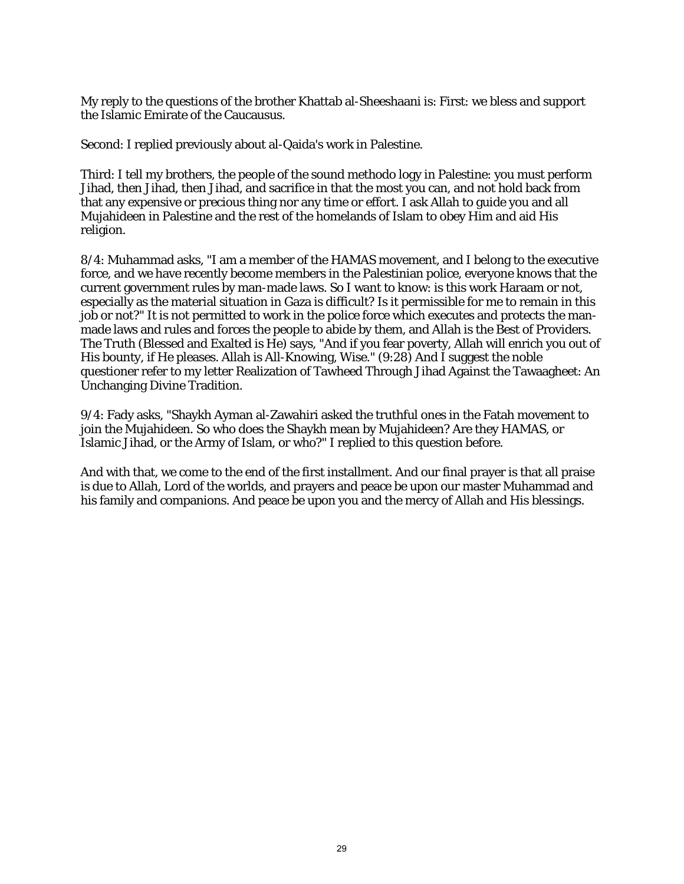My reply to the questions of the brother Khattab al-Sheeshaani is: First: we bless and support the Islamic Emirate of the Caucausus.

Second: I replied previously about al-Qaida's work in Palestine.

Third: I tell my brothers, the people of the sound methodo logy in Palestine: you must perform Jihad, then Jihad, then Jihad, and sacrifice in that the most you can, and not hold back from that any expensive or precious thing nor any time or effort. I ask Allah to guide you and all Mujahideen in Palestine and the rest of the homelands of Islam to obey Him and aid His religion.

8/4: Muhammad asks, "I am a member of the HAMAS movement, and I belong to the executive force, and we have recently become members in the Palestinian police, everyone knows that the current government rules by man-made laws. So I want to know: is this work Haraam or not, especially as the material situation in Gaza is difficult? Is it permissible for me to remain in this job or not?" It is not permitted to work in the police force which executes and protects the man-made laws and rules and forces the people to abide by them, and Allah is the Best of Providers. The Truth (Blessed and Exalted is He) says, "And if you fear poverty, Allah will enrich you out of His bounty, if He pleases. Allah is All-Knowing, Wise." (9:28) And I suggest the noble questioner refer to my letter Realization of Tawheed Through Jihad Against the Tawaagheet: An Unchanging Divine Tradition.

9/4: Fady asks, "Shaykh Ayman al-Zawahiri asked the truthful ones in the Fatah movement to join the Mujahideen. So who does the Shaykh mean by Mujahideen? Are they HAMAS, or Islamic Jihad, or the Army of Islam, or who?" I replied to this question before.

And with that, we come to the end of the first installment. And our final prayer is that all praise is due to Allah, Lord of the worlds, and prayers and peace be upon our master Muhammad and his family and companions. And peace be upon you and the mercy of Allah and His blessings.